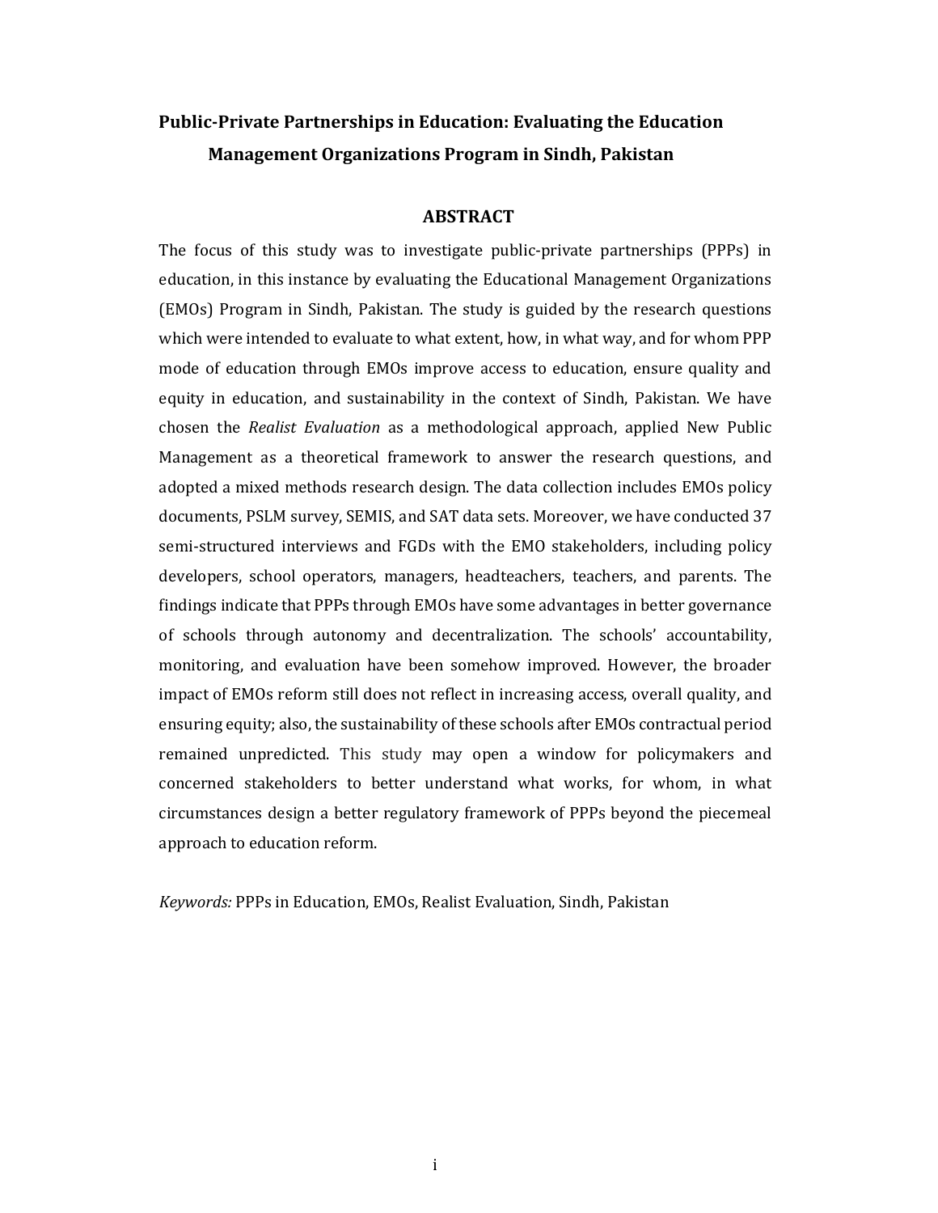# Public-Private Partnerships in Education: Evaluating the Education Management Organizations Program in Sindh, Pakistan

## ABSTRACT

The focus of this study was to investigate public-private partnerships (PPPs) in education, in this instance by evaluating the Educational Management Organizations (EMOs) Program in Sindh, Pakistan. The study is guided by the research questions which were intended to evaluate to what extent, how, in what way, and for whom PPP mode of education through EMOs improve access to education, ensure quality and equity in education, and sustainability in the context of Sindh, Pakistan. We have chosen the *Realist Evaluation* as a methodological approach, applied New Public Management as a theoretical framework to answer the research questions, and adopted a mixed methods research design. The data collection includes EMOs policy documents, PSLM survey, SEMIS, and SAT data sets. Moreover, we have conducted 37 semi-structured interviews and FGDs with the EMO stakeholders, including policy developers, school operators, managers, headteachers, teachers, and parents. The findings indicate that PPPs through EMOs have some advantages in better governance of schools through autonomy and decentralization. The schools' accountability, monitoring, and evaluation have been somehow improved. However, the broader impact of EMOs reform still does not reflect in increasing access, overall quality, and ensuring equity; also, the sustainability of these schools after EMOs contractual period remained unpredicted. This study may open a window for policymakers and concerned stakeholders to better understand what works, for whom, in what circumstances design a better regulatory framework of PPPs beyond the piecemeal approach to education reform.

*Keywords:* PPPs in Education, EMOs, Realist Evaluation, Sindh, Pakistan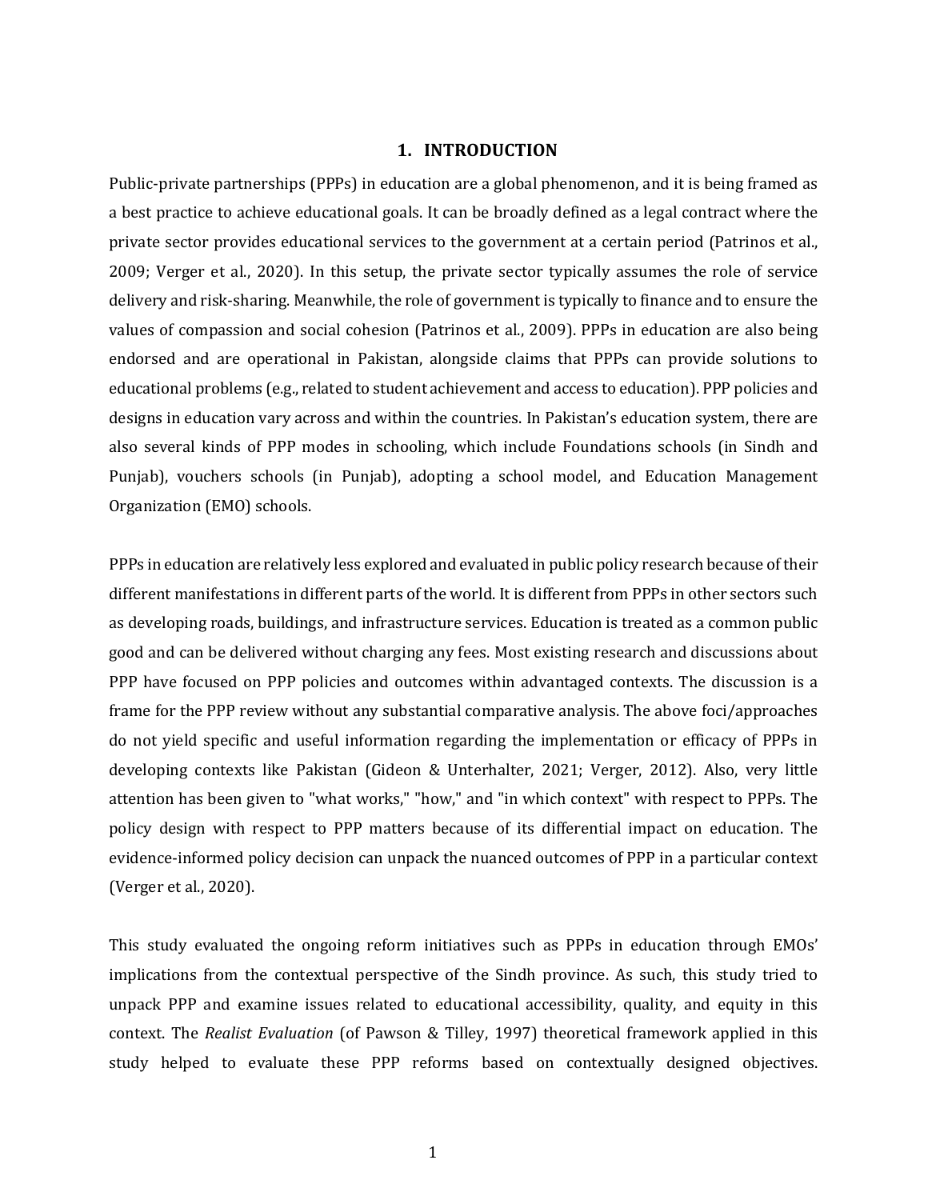# 1. INTRODUCTION

Public-private partnerships (PPPs) in education are a global phenomenon, and it is being framed as a best practice to achieve educational goals. It can be broadly defined as a legal contract where the private sector provides educational services to the government at a certain period (Patrinos et al., 2009; Verger et al., 2020). In this setup, the private sector typically assumes the role of service delivery and risk-sharing. Meanwhile, the role of government is typically to finance and to ensure the values of compassion and social cohesion (Patrinos et al., 2009). PPPs in education are also being endorsed and are operational in Pakistan, alongside claims that PPPs can provide solutions to educational problems (e.g., related to student achievement and access to education). PPP policies and designs in education vary across and within the countries. In Pakistan's education system, there are also several kinds of PPP modes in schooling, which include Foundations schools (in Sindh and Punjab), vouchers schools (in Punjab), adopting a school model, and Education Management Organization (EMO) schools.

PPPs in education are relatively less explored and evaluated in public policy research because of their different manifestations in different parts of the world. It is different from PPPs in other sectors such as developing roads, buildings, and infrastructure services. Education is treated as a common public good and can be delivered without charging any fees. Most existing research and discussions about PPP have focused on PPP policies and outcomes within advantaged contexts. The discussion is a frame for the PPP review without any substantial comparative analysis. The above foci/approaches do not yield specific and useful information regarding the implementation or efficacy of PPPs in developing contexts like Pakistan (Gideon & Unterhalter, 2021; Verger, 2012). Also, very little attention has been given to "what works," "how," and "in which context" with respect to PPPs. The policy design with respect to PPP matters because of its differential impact on education. The evidence-informed policy decision can unpack the nuanced outcomes of PPP in a particular context (Verger et al., 2020).

This study evaluated the ongoing reform initiatives such as PPPs in education through EMOs' implications from the contextual perspective of the Sindh province. As such, this study tried to unpack PPP and examine issues related to educational accessibility, quality, and equity in this context. The *Realist Evaluation* (of Pawson & Tilley, 1997) theoretical framework applied in this study helped to evaluate these PPP reforms based on contextually designed objectives.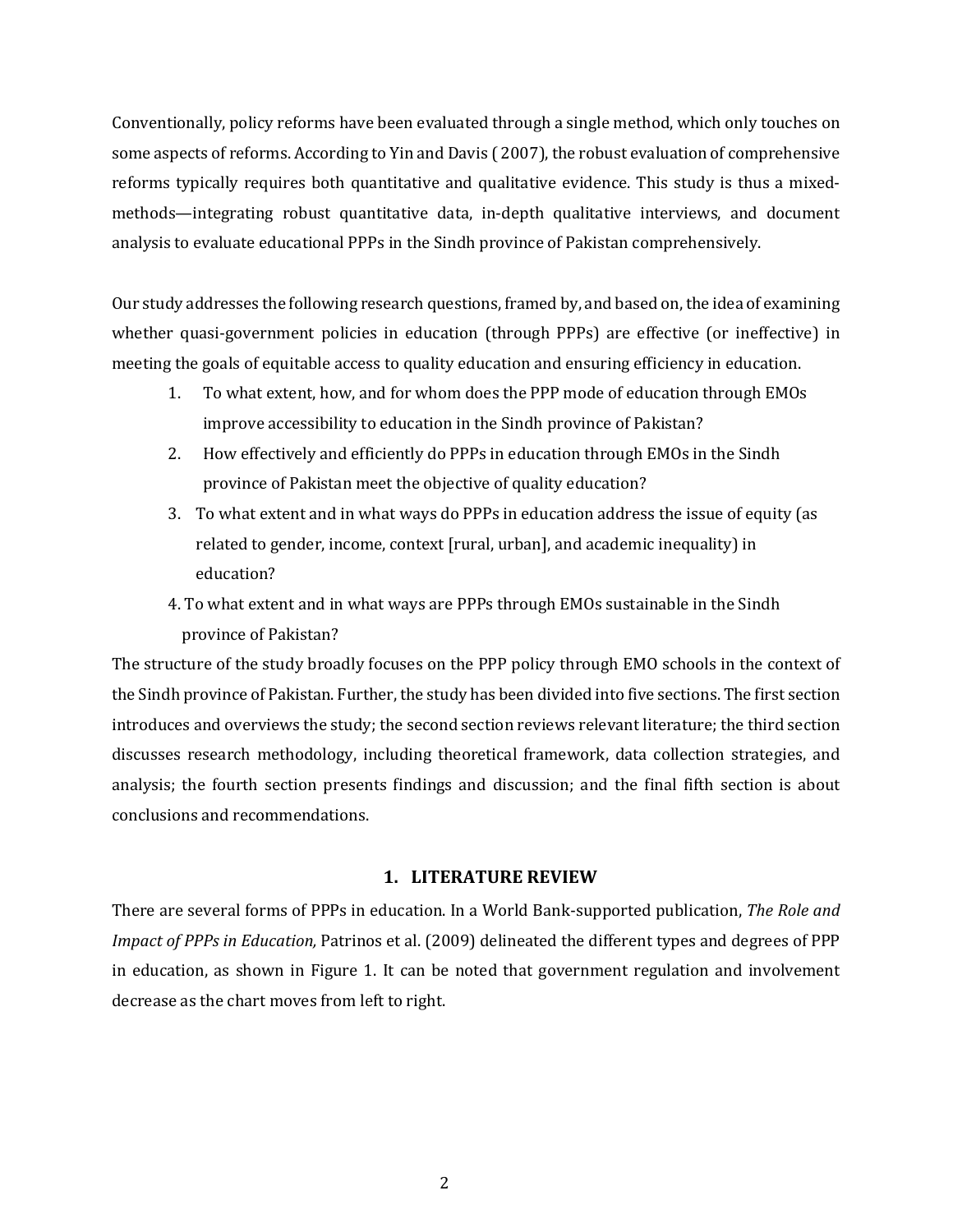Conventionally, policy reforms have been evaluated through a single method, which only touches on some aspects of reforms. According to Yin and Davis ( 2007), the robust evaluation of comprehensive reforms typically requires both quantitative and qualitative evidence. This study is thus a mixed-methods—integrating robust quantitative data, in-depth qualitative interviews, and document analysis to evaluate educational PPPs in the Sindh province of Pakistan comprehensively.

Our study addresses the following research questions, framed by, and based on, the idea of examining whether quasi-government policies in education (through PPPs) are effective (or ineffective) in meeting the goals of equitable access to quality education and ensuring efficiency in education.

1. To what extent, how, and for whom does the PPP mode of education through EMOs improve accessibility to education in the Sindh province of Pakistan?
2. How effectively and efficiently do PPPs in education through EMOs in the Sindh province of Pakistan meet the objective of quality education?
3. To what extent and in what ways do PPPs in education address the issue of equity (as related to gender, income, context [rural, urban], and academic inequality) in education?
4. To what extent and in what ways are PPPs through EMOs sustainable in the Sindh province of Pakistan?

The structure of the study broadly focuses on the PPP policy through EMO schools in the context of the Sindh province of Pakistan. Further, the study has been divided into five sections. The first section introduces and overviews the study; the second section reviews relevant literature; the third section discusses research methodology, including theoretical framework, data collection strategies, and analysis; the fourth section presents findings and discussion; and the final fifth section is about conclusions and recommendations.

## 1. LITERATURE REVIEW

There are several forms of PPPs in education. In a World Bank-supported publication, *The Role and Impact of PPPs in Education,* Patrinos et al. (2009) delineated the different types and degrees of PPP in education, as shown in Figure 1. It can be noted that government regulation and involvement decrease as the chart moves from left to right.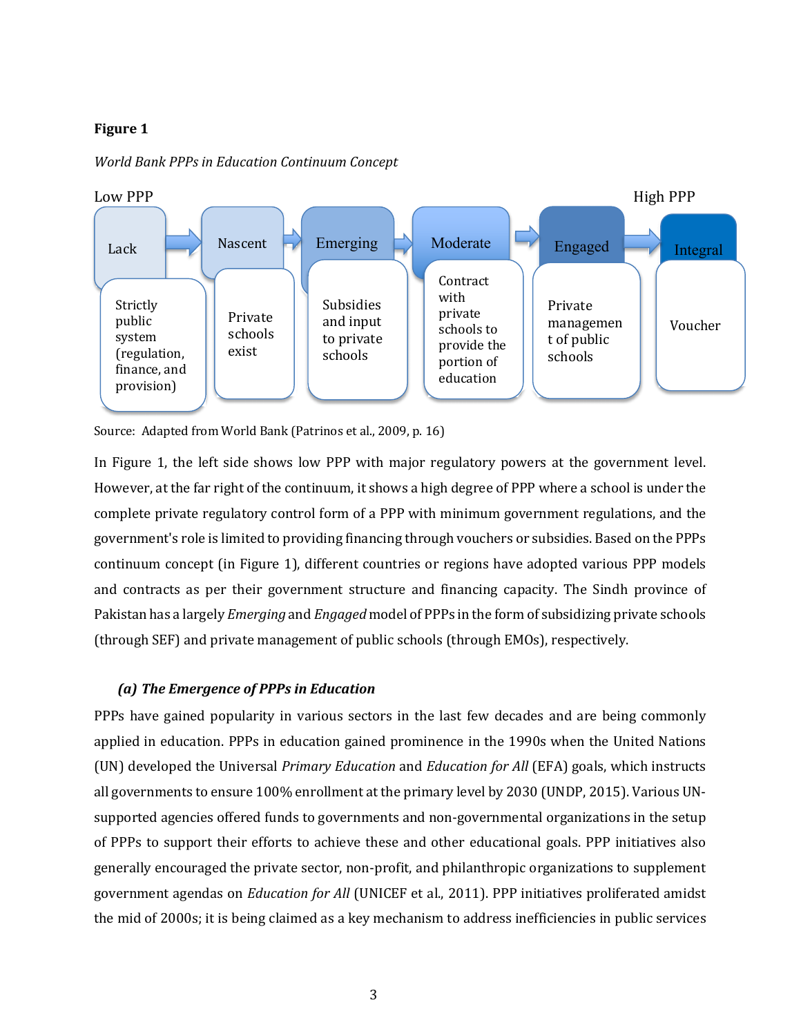**Figure 1**

*World Bank PPPs in Education Continuum Concept*

| Low PPP | | | | | High PPP |
|---|---|---|---|---|---|
| Lack | Nascent | Emerging | Moderate | Engaged | Integral |
| Strictly public system (regulation, finance, and provision) | Private schools exist | Subsidies and input to private schools | Contract with private schools to provide the portion of education | Private management of public schools | Voucher |

Source: Adapted from World Bank (Patrinos et al., 2009, p. 16)

In Figure 1, the left side shows low PPP with major regulatory powers at the government level. However, at the far right of the continuum, it shows a high degree of PPP where a school is under the complete private regulatory control form of a PPP with minimum government regulations, and the government's role is limited to providing financing through vouchers or subsidies. Based on the PPPs continuum concept (in Figure 1), different countries or regions have adopted various PPP models and contracts as per their government structure and financing capacity. The Sindh province of Pakistan has a largely *Emerging* and *Engaged* model of PPPs in the form of subsidizing private schools (through SEF) and private management of public schools (through EMOs), respectively.

### *(a) The Emergence of PPPs in Education*

PPPs have gained popularity in various sectors in the last few decades and are being commonly applied in education. PPPs in education gained prominence in the 1990s when the United Nations (UN) developed the Universal *Primary Education* and *Education for All* (EFA) goals, which instructs all governments to ensure 100% enrollment at the primary level by 2030 (UNDP, 2015). Various UN-supported agencies offered funds to governments and non-governmental organizations in the setup of PPPs to support their efforts to achieve these and other educational goals. PPP initiatives also generally encouraged the private sector, non-profit, and philanthropic organizations to supplement government agendas on *Education for All* (UNICEF et al., 2011). PPP initiatives proliferated amidst the mid of 2000s; it is being claimed as a key mechanism to address inefficiencies in public services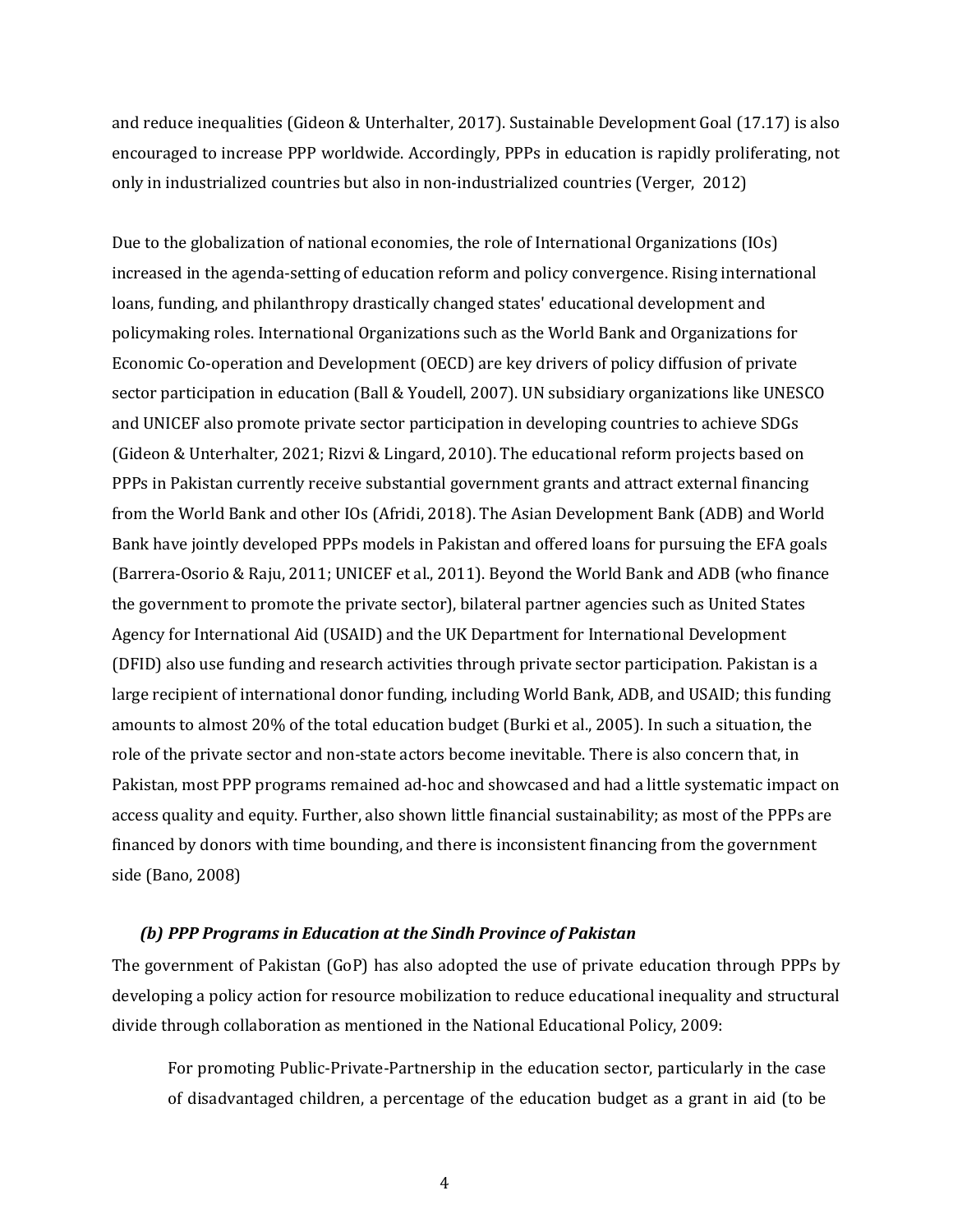and reduce inequalities (Gideon & Unterhalter, 2017). Sustainable Development Goal (17.17) is also encouraged to increase PPP worldwide. Accordingly, PPPs in education is rapidly proliferating, not only in industrialized countries but also in non-industrialized countries (Verger, 2012)

Due to the globalization of national economies, the role of International Organizations (IOs) increased in the agenda-setting of education reform and policy convergence. Rising international loans, funding, and philanthropy drastically changed states' educational development and policymaking roles. International Organizations such as the World Bank and Organizations for Economic Co-operation and Development (OECD) are key drivers of policy diffusion of private sector participation in education (Ball & Youdell, 2007). UN subsidiary organizations like UNESCO and UNICEF also promote private sector participation in developing countries to achieve SDGs (Gideon & Unterhalter, 2021; Rizvi & Lingard, 2010). The educational reform projects based on PPPs in Pakistan currently receive substantial government grants and attract external financing from the World Bank and other IOs (Afridi, 2018). The Asian Development Bank (ADB) and World Bank have jointly developed PPPs models in Pakistan and offered loans for pursuing the EFA goals (Barrera-Osorio & Raju, 2011; UNICEF et al., 2011). Beyond the World Bank and ADB (who finance the government to promote the private sector), bilateral partner agencies such as United States Agency for International Aid (USAID) and the UK Department for International Development (DFID) also use funding and research activities through private sector participation. Pakistan is a large recipient of international donor funding, including World Bank, ADB, and USAID; this funding amounts to almost 20% of the total education budget (Burki et al., 2005). In such a situation, the role of the private sector and non-state actors become inevitable. There is also concern that, in Pakistan, most PPP programs remained ad-hoc and showcased and had a little systematic impact on access quality and equity. Further, also shown little financial sustainability; as most of the PPPs are financed by donors with time bounding, and there is inconsistent financing from the government side (Bano, 2008)

### *(b) PPP Programs in Education at the Sindh Province of Pakistan*

The government of Pakistan (GoP) has also adopted the use of private education through PPPs by developing a policy action for resource mobilization to reduce educational inequality and structural divide through collaboration as mentioned in the National Educational Policy, 2009:

> For promoting Public-Private-Partnership in the education sector, particularly in the case of disadvantaged children, a percentage of the education budget as a grant in aid (to be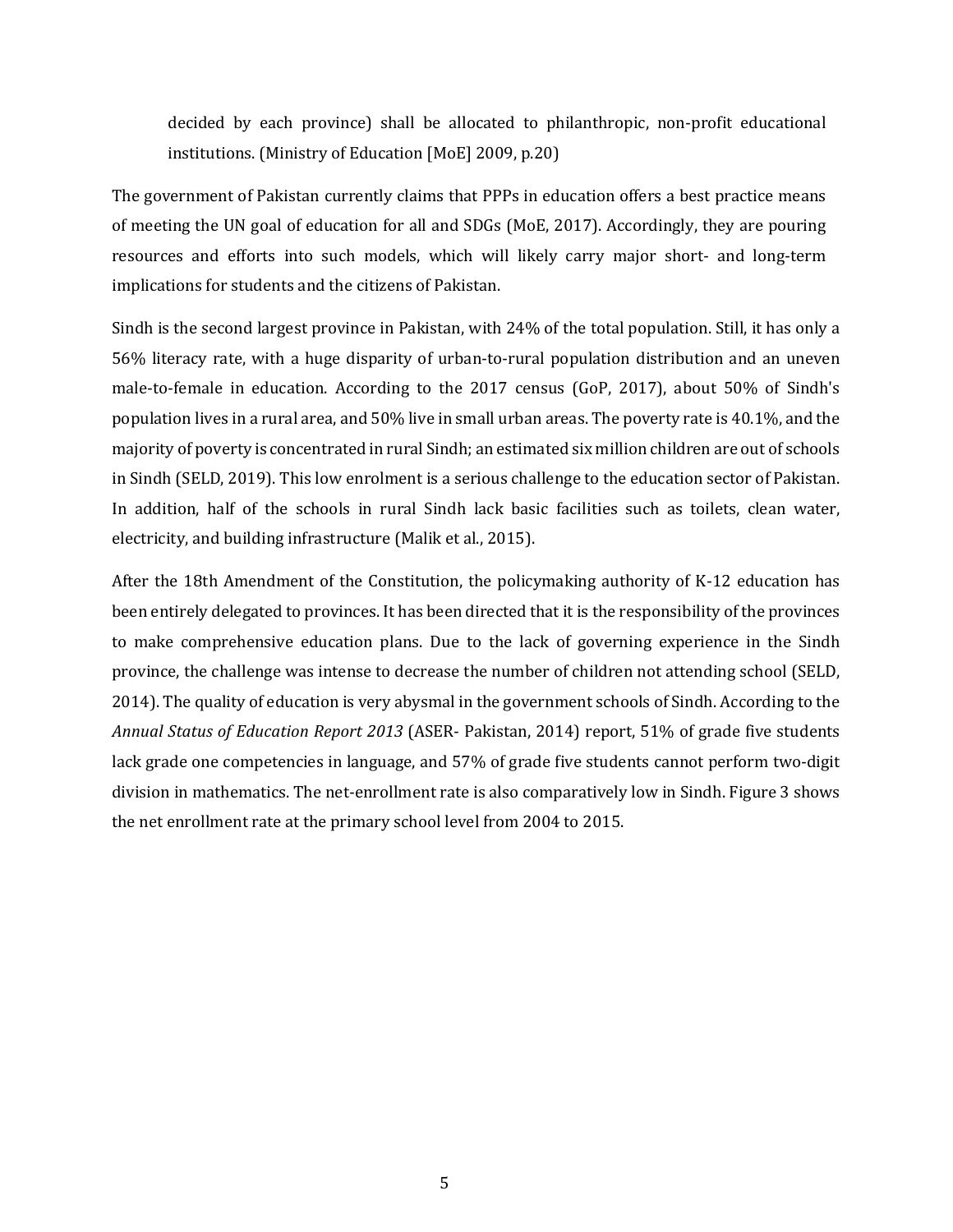> decided by each province) shall be allocated to philanthropic, non-profit educational institutions. (Ministry of Education [MoE] 2009, p.20)

The government of Pakistan currently claims that PPPs in education offers a best practice means of meeting the UN goal of education for all and SDGs (MoE, 2017). Accordingly, they are pouring resources and efforts into such models, which will likely carry major short- and long-term implications for students and the citizens of Pakistan.

Sindh is the second largest province in Pakistan, with 24% of the total population. Still, it has only a 56% literacy rate, with a huge disparity of urban-to-rural population distribution and an uneven male-to-female in education. According to the 2017 census (GoP, 2017), about 50% of Sindh's population lives in a rural area, and 50% live in small urban areas. The poverty rate is 40.1%, and the majority of poverty is concentrated in rural Sindh; an estimated six million children are out of schools in Sindh (SELD, 2019). This low enrolment is a serious challenge to the education sector of Pakistan. In addition, half of the schools in rural Sindh lack basic facilities such as toilets, clean water, electricity, and building infrastructure (Malik et al., 2015).

After the 18th Amendment of the Constitution, the policymaking authority of K-12 education has been entirely delegated to provinces. It has been directed that it is the responsibility of the provinces to make comprehensive education plans. Due to the lack of governing experience in the Sindh province, the challenge was intense to decrease the number of children not attending school (SELD, 2014). The quality of education is very abysmal in the government schools of Sindh. According to the *Annual Status of Education Report 2013* (ASER- Pakistan, 2014) report, 51% of grade five students lack grade one competencies in language, and 57% of grade five students cannot perform two-digit division in mathematics. The net-enrollment rate is also comparatively low in Sindh. Figure 3 shows the net enrollment rate at the primary school level from 2004 to 2015.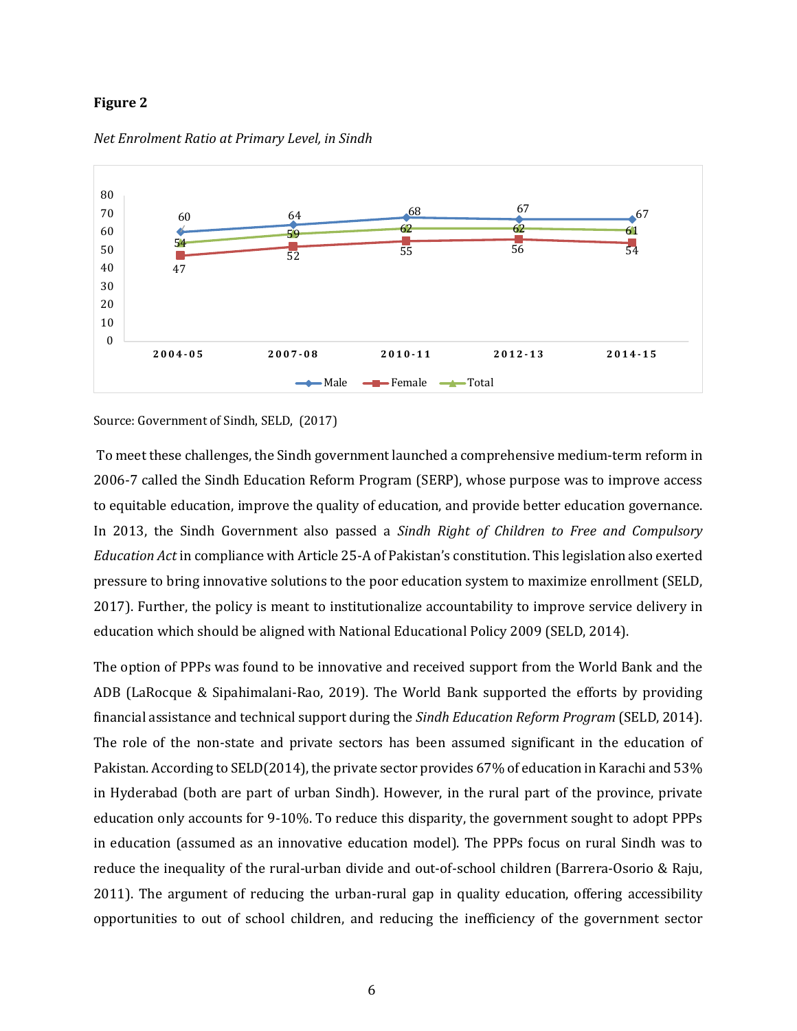**Figure 2**

*Net Enrolment Ratio at Primary Level, in Sindh*

| | 2004-05 | 2007-08 | 2010-11 | 2012-13 | 2014-15 |
|---|---|---|---|---|---|
| Male | 60 | 64 | 68 | 67 | 67 |
| Female | 47 | 52 | 55 | 56 | 54 |
| Total | 54 | 59 | 62 | 62 | 61 |

Source: Government of Sindh, SELD, (2017)

To meet these challenges, the Sindh government launched a comprehensive medium-term reform in 2006-7 called the Sindh Education Reform Program (SERP), whose purpose was to improve access to equitable education, improve the quality of education, and provide better education governance. In 2013, the Sindh Government also passed a *Sindh Right of Children to Free and Compulsory Education Act* in compliance with Article 25-A of Pakistan's constitution. This legislation also exerted pressure to bring innovative solutions to the poor education system to maximize enrollment (SELD, 2017). Further, the policy is meant to institutionalize accountability to improve service delivery in education which should be aligned with National Educational Policy 2009 (SELD, 2014).

The option of PPPs was found to be innovative and received support from the World Bank and the ADB (LaRocque & Sipahimalani-Rao, 2019). The World Bank supported the efforts by providing financial assistance and technical support during the *Sindh Education Reform Program* (SELD, 2014). The role of the non-state and private sectors has been assumed significant in the education of Pakistan. According to SELD(2014), the private sector provides 67% of education in Karachi and 53% in Hyderabad (both are part of urban Sindh). However, in the rural part of the province, private education only accounts for 9-10%. To reduce this disparity, the government sought to adopt PPPs in education (assumed as an innovative education model). The PPPs focus on rural Sindh was to reduce the inequality of the rural-urban divide and out-of-school children (Barrera-Osorio & Raju, 2011). The argument of reducing the urban-rural gap in quality education, offering accessibility opportunities to out of school children, and reducing the inefficiency of the government sector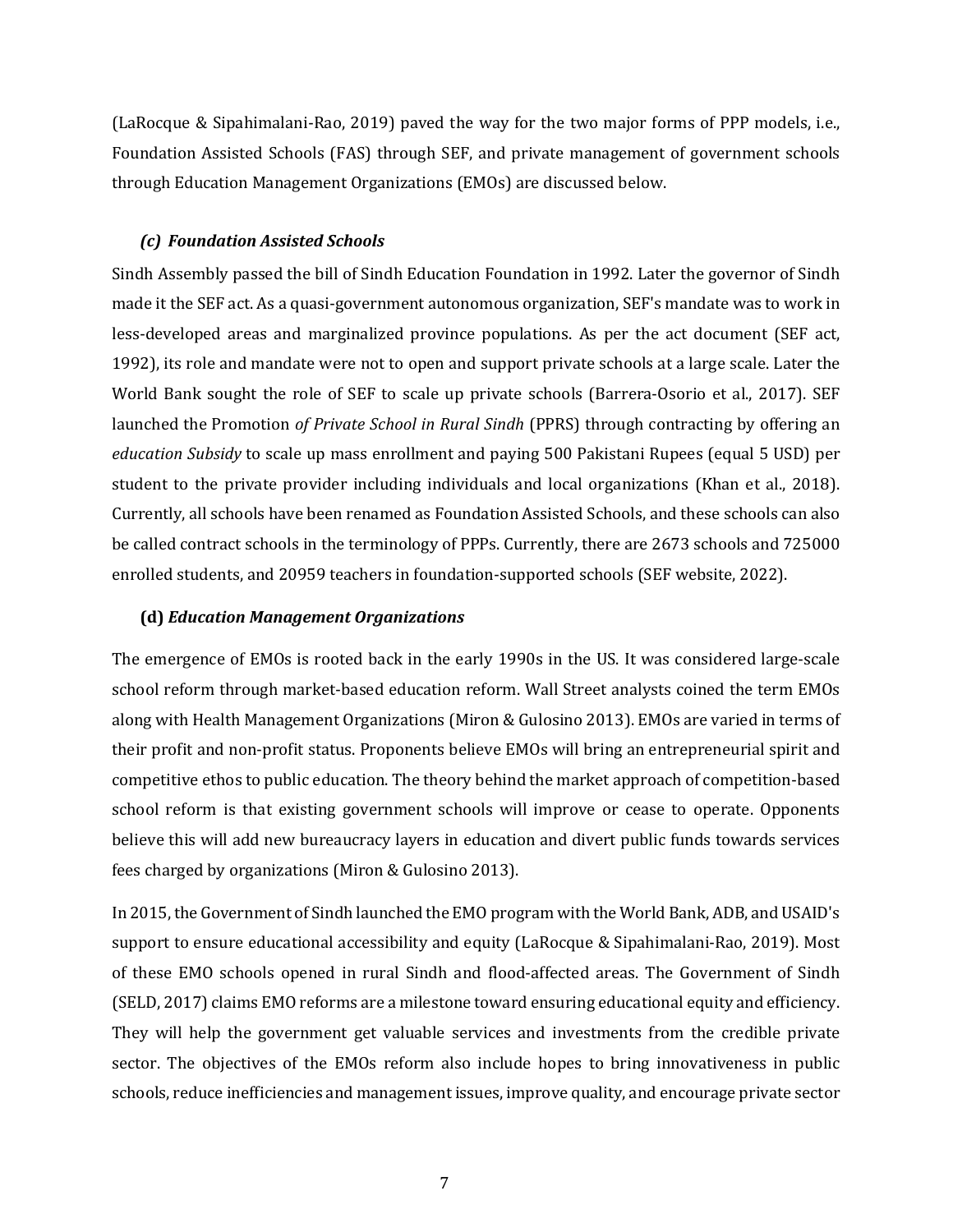(LaRocque & Sipahimalani-Rao, 2019) paved the way for the two major forms of PPP models, i.e., Foundation Assisted Schools (FAS) through SEF, and private management of government schools through Education Management Organizations (EMOs) are discussed below.

#### *(c) Foundation Assisted Schools*

Sindh Assembly passed the bill of Sindh Education Foundation in 1992. Later the governor of Sindh made it the SEF act. As a quasi-government autonomous organization, SEF's mandate was to work in less-developed areas and marginalized province populations. As per the act document (SEF act, 1992), its role and mandate were not to open and support private schools at a large scale. Later the World Bank sought the role of SEF to scale up private schools (Barrera-Osorio et al., 2017). SEF launched the Promotion *of Private School in Rural Sindh* (PPRS) through contracting by offering an *education Subsidy* to scale up mass enrollment and paying 500 Pakistani Rupees (equal 5 USD) per student to the private provider including individuals and local organizations (Khan et al., 2018). Currently, all schools have been renamed as Foundation Assisted Schools, and these schools can also be called contract schools in the terminology of PPPs. Currently, there are 2673 schools and 725000 enrolled students, and 20959 teachers in foundation-supported schools (SEF website, 2022).

#### **(d)** ***Education Management Organizations***

The emergence of EMOs is rooted back in the early 1990s in the US. It was considered large-scale school reform through market-based education reform. Wall Street analysts coined the term EMOs along with Health Management Organizations (Miron & Gulosino 2013). EMOs are varied in terms of their profit and non-profit status. Proponents believe EMOs will bring an entrepreneurial spirit and competitive ethos to public education. The theory behind the market approach of competition-based school reform is that existing government schools will improve or cease to operate. Opponents believe this will add new bureaucracy layers in education and divert public funds towards services fees charged by organizations (Miron & Gulosino 2013).

In 2015, the Government of Sindh launched the EMO program with the World Bank, ADB, and USAID's support to ensure educational accessibility and equity (LaRocque & Sipahimalani-Rao, 2019). Most of these EMO schools opened in rural Sindh and flood-affected areas. The Government of Sindh (SELD, 2017) claims EMO reforms are a milestone toward ensuring educational equity and efficiency. They will help the government get valuable services and investments from the credible private sector. The objectives of the EMOs reform also include hopes to bring innovativeness in public schools, reduce inefficiencies and management issues, improve quality, and encourage private sector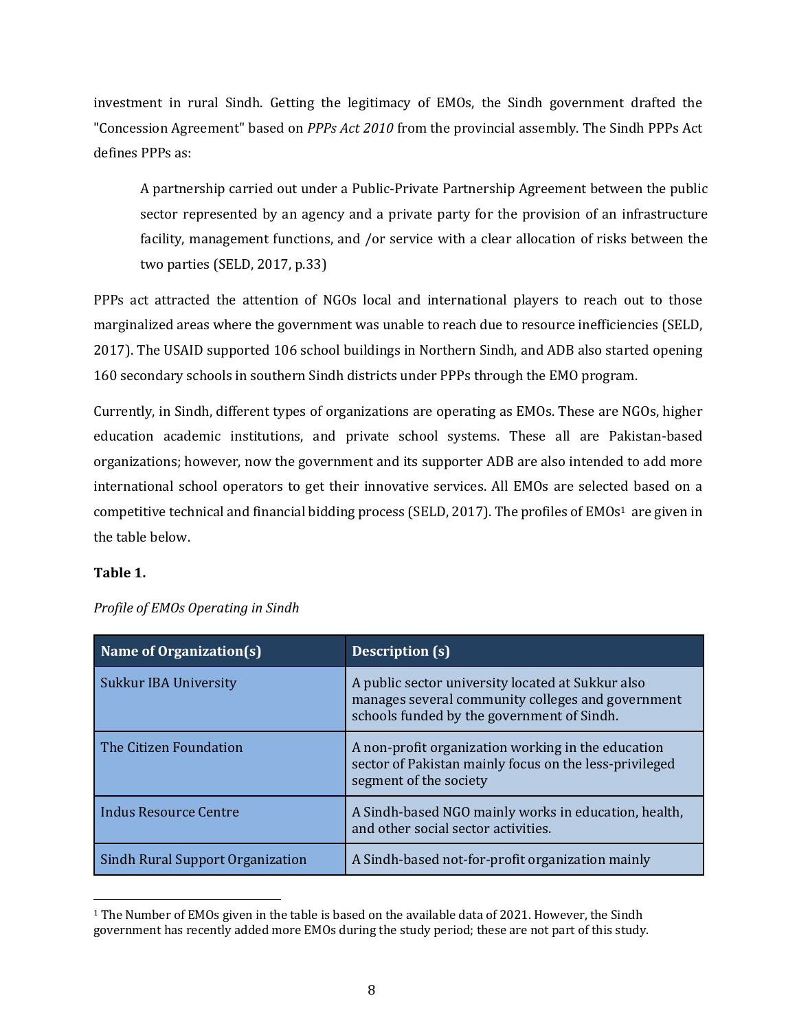investment in rural Sindh. Getting the legitimacy of EMOs, the Sindh government drafted the "Concession Agreement" based on *PPPs Act 2010* from the provincial assembly. The Sindh PPPs Act defines PPPs as:

> A partnership carried out under a Public-Private Partnership Agreement between the public sector represented by an agency and a private party for the provision of an infrastructure facility, management functions, and /or service with a clear allocation of risks between the two parties (SELD, 2017, p.33)

PPPs act attracted the attention of NGOs local and international players to reach out to those marginalized areas where the government was unable to reach due to resource inefficiencies (SELD, 2017). The USAID supported 106 school buildings in Northern Sindh, and ADB also started opening 160 secondary schools in southern Sindh districts under PPPs through the EMO program.

Currently, in Sindh, different types of organizations are operating as EMOs. These are NGOs, higher education academic institutions, and private school systems. These all are Pakistan-based organizations; however, now the government and its supporter ADB are also intended to add more international school operators to get their innovative services. All EMOs are selected based on a competitive technical and financial bidding process (SELD, 2017). The profiles of EMOs[1] are given in the table below.

**Table 1.**

*Profile of EMOs Operating in Sindh*

| Name of Organization(s) | Description (s) |
|---|---|
| Sukkur IBA University | A public sector university located at Sukkur also manages several community colleges and government schools funded by the government of Sindh. |
| The Citizen Foundation | A non-profit organization working in the education sector of Pakistan mainly focus on the less-privileged segment of the society |
| Indus Resource Centre | A Sindh-based NGO mainly works in education, health, and other social sector activities. |
| Sindh Rural Support Organization | A Sindh-based not-for-profit organization mainly |

[1] The Number of EMOs given in the table is based on the available data of 2021. However, the Sindh government has recently added more EMOs during the study period; these are not part of this study.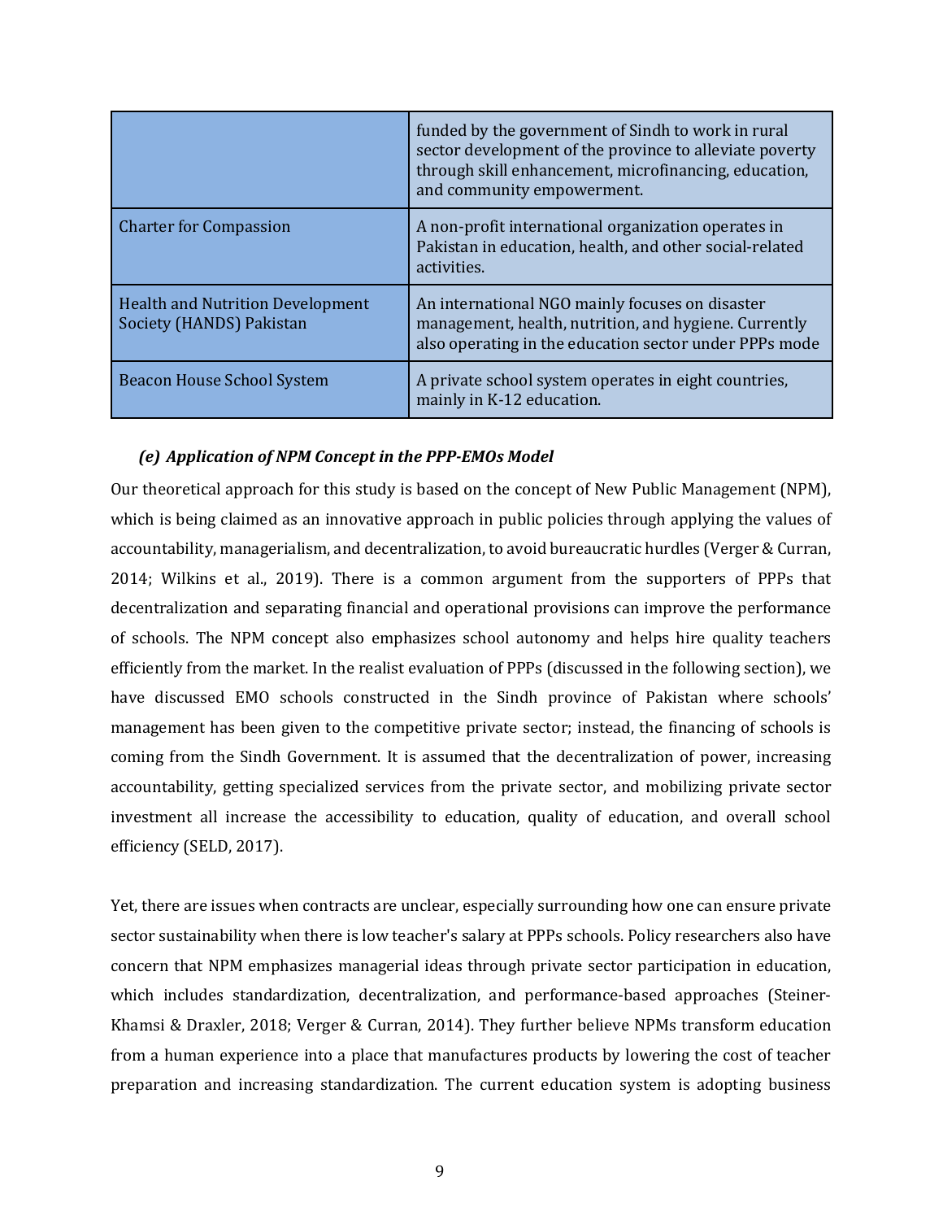| | |
|---|---|
| | funded by the government of Sindh to work in rural sector development of the province to alleviate poverty through skill enhancement, microfinancing, education, and community empowerment. |
| Charter for Compassion | A non-profit international organization operates in Pakistan in education, health, and other social-related activities. |
| Health and Nutrition Development Society (HANDS) Pakistan | An international NGO mainly focuses on disaster management, health, nutrition, and hygiene. Currently also operating in the education sector under PPPs mode |
| Beacon House School System | A private school system operates in eight countries, mainly in K-12 education. |

#### *(e) Application of NPM Concept in the PPP-EMOs Model*

Our theoretical approach for this study is based on the concept of New Public Management (NPM), which is being claimed as an innovative approach in public policies through applying the values of accountability, managerialism, and decentralization, to avoid bureaucratic hurdles (Verger & Curran, 2014; Wilkins et al., 2019). There is a common argument from the supporters of PPPs that decentralization and separating financial and operational provisions can improve the performance of schools. The NPM concept also emphasizes school autonomy and helps hire quality teachers efficiently from the market. In the realist evaluation of PPPs (discussed in the following section), we have discussed EMO schools constructed in the Sindh province of Pakistan where schools' management has been given to the competitive private sector; instead, the financing of schools is coming from the Sindh Government. It is assumed that the decentralization of power, increasing accountability, getting specialized services from the private sector, and mobilizing private sector investment all increase the accessibility to education, quality of education, and overall school efficiency (SELD, 2017).

Yet, there are issues when contracts are unclear, especially surrounding how one can ensure private sector sustainability when there is low teacher's salary at PPPs schools. Policy researchers also have concern that NPM emphasizes managerial ideas through private sector participation in education, which includes standardization, decentralization, and performance-based approaches (Steiner-Khamsi & Draxler, 2018; Verger & Curran, 2014). They further believe NPMs transform education from a human experience into a place that manufactures products by lowering the cost of teacher preparation and increasing standardization. The current education system is adopting business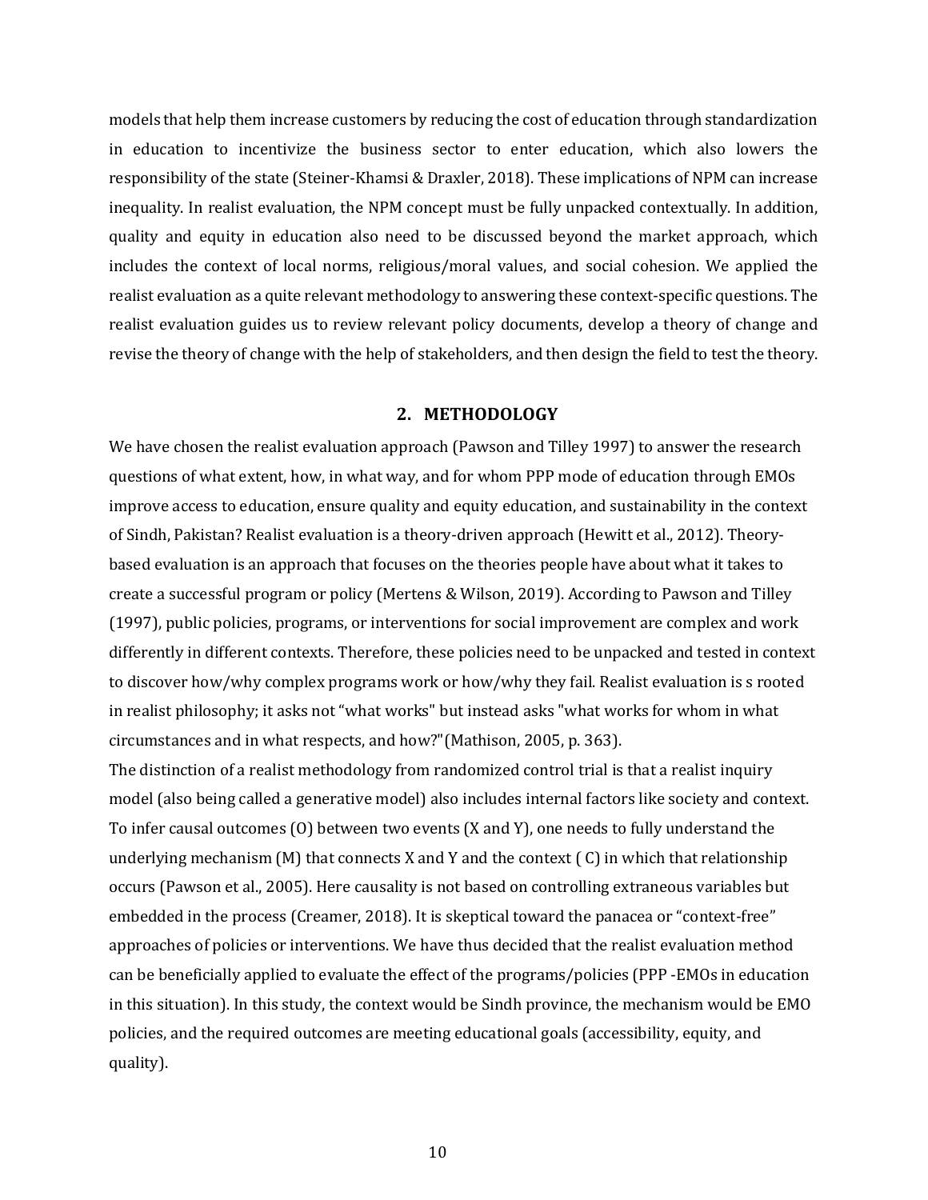models that help them increase customers by reducing the cost of education through standardization in education to incentivize the business sector to enter education, which also lowers the responsibility of the state (Steiner-Khamsi & Draxler, 2018). These implications of NPM can increase inequality. In realist evaluation, the NPM concept must be fully unpacked contextually. In addition, quality and equity in education also need to be discussed beyond the market approach, which includes the context of local norms, religious/moral values, and social cohesion. We applied the realist evaluation as a quite relevant methodology to answering these context-specific questions. The realist evaluation guides us to review relevant policy documents, develop a theory of change and revise the theory of change with the help of stakeholders, and then design the field to test the theory.

## 2. METHODOLOGY

We have chosen the realist evaluation approach (Pawson and Tilley 1997) to answer the research questions of what extent, how, in what way, and for whom PPP mode of education through EMOs improve access to education, ensure quality and equity education, and sustainability in the context of Sindh, Pakistan? Realist evaluation is a theory-driven approach (Hewitt et al., 2012). Theory-based evaluation is an approach that focuses on the theories people have about what it takes to create a successful program or policy (Mertens & Wilson, 2019). According to Pawson and Tilley (1997), public policies, programs, or interventions for social improvement are complex and work differently in different contexts. Therefore, these policies need to be unpacked and tested in context to discover how/why complex programs work or how/why they fail. Realist evaluation is s rooted in realist philosophy; it asks not "what works" but instead asks "what works for whom in what circumstances and in what respects, and how?"(Mathison, 2005, p. 363).

The distinction of a realist methodology from randomized control trial is that a realist inquiry model (also being called a generative model) also includes internal factors like society and context. To infer causal outcomes (O) between two events (X and Y), one needs to fully understand the underlying mechanism (M) that connects X and Y and the context ( C) in which that relationship occurs (Pawson et al., 2005). Here causality is not based on controlling extraneous variables but embedded in the process (Creamer, 2018). It is skeptical toward the panacea or "context-free" approaches of policies or interventions. We have thus decided that the realist evaluation method can be beneficially applied to evaluate the effect of the programs/policies (PPP -EMOs in education in this situation). In this study, the context would be Sindh province, the mechanism would be EMO policies, and the required outcomes are meeting educational goals (accessibility, equity, and quality).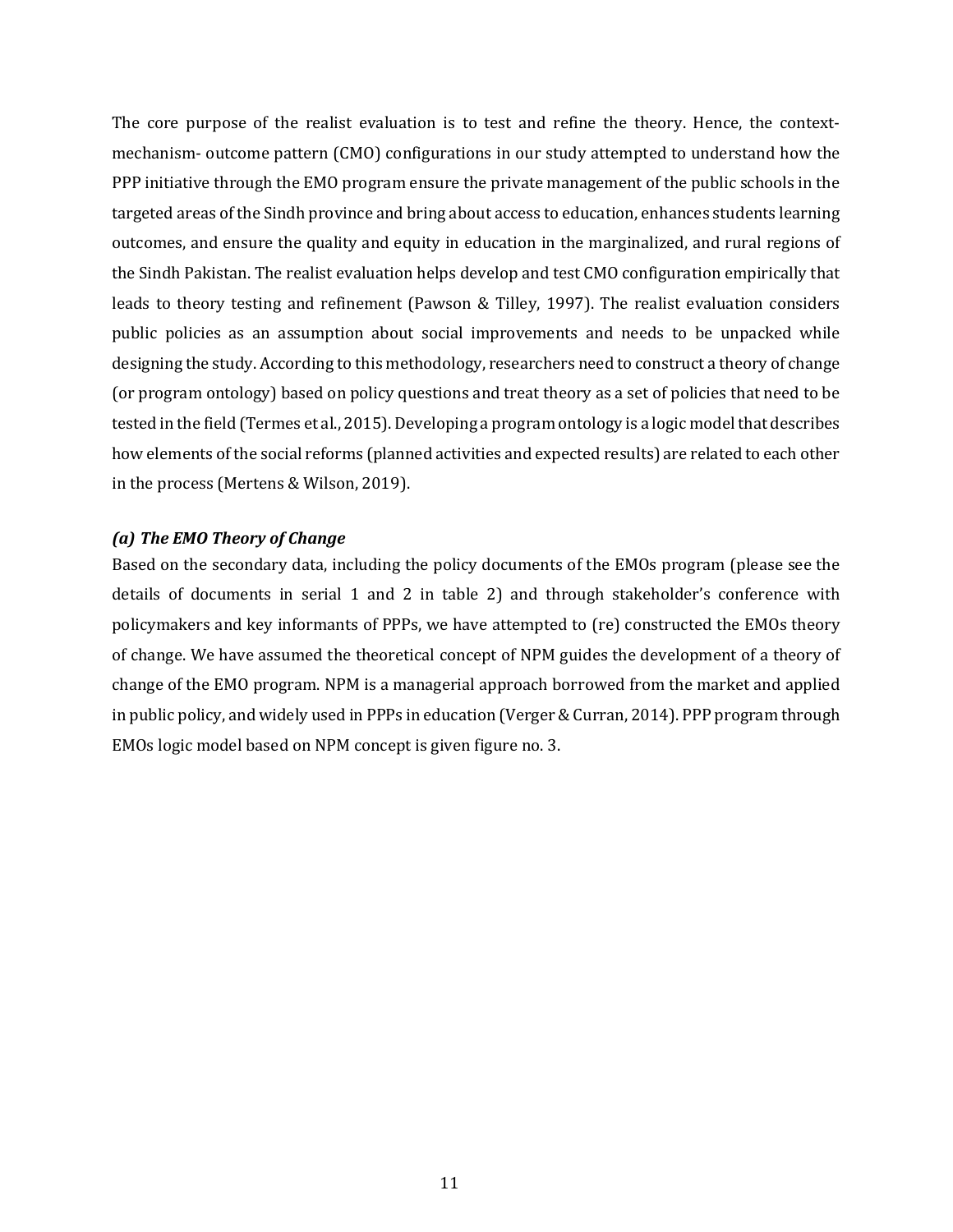The core purpose of the realist evaluation is to test and refine the theory. Hence, the context-mechanism- outcome pattern (CMO) configurations in our study attempted to understand how the PPP initiative through the EMO program ensure the private management of the public schools in the targeted areas of the Sindh province and bring about access to education, enhances students learning outcomes, and ensure the quality and equity in education in the marginalized, and rural regions of the Sindh Pakistan. The realist evaluation helps develop and test CMO configuration empirically that leads to theory testing and refinement (Pawson & Tilley, 1997). The realist evaluation considers public policies as an assumption about social improvements and needs to be unpacked while designing the study. According to this methodology, researchers need to construct a theory of change (or program ontology) based on policy questions and treat theory as a set of policies that need to be tested in the field (Termes et al., 2015). Developing a program ontology is a logic model that describes how elements of the social reforms (planned activities and expected results) are related to each other in the process (Mertens & Wilson, 2019).

### *(a) The EMO Theory of Change*

Based on the secondary data, including the policy documents of the EMOs program (please see the details of documents in serial 1 and 2 in table 2) and through stakeholder's conference with policymakers and key informants of PPPs, we have attempted to (re) constructed the EMOs theory of change. We have assumed the theoretical concept of NPM guides the development of a theory of change of the EMO program. NPM is a managerial approach borrowed from the market and applied in public policy, and widely used in PPPs in education (Verger & Curran, 2014). PPP program through EMOs logic model based on NPM concept is given figure no. 3.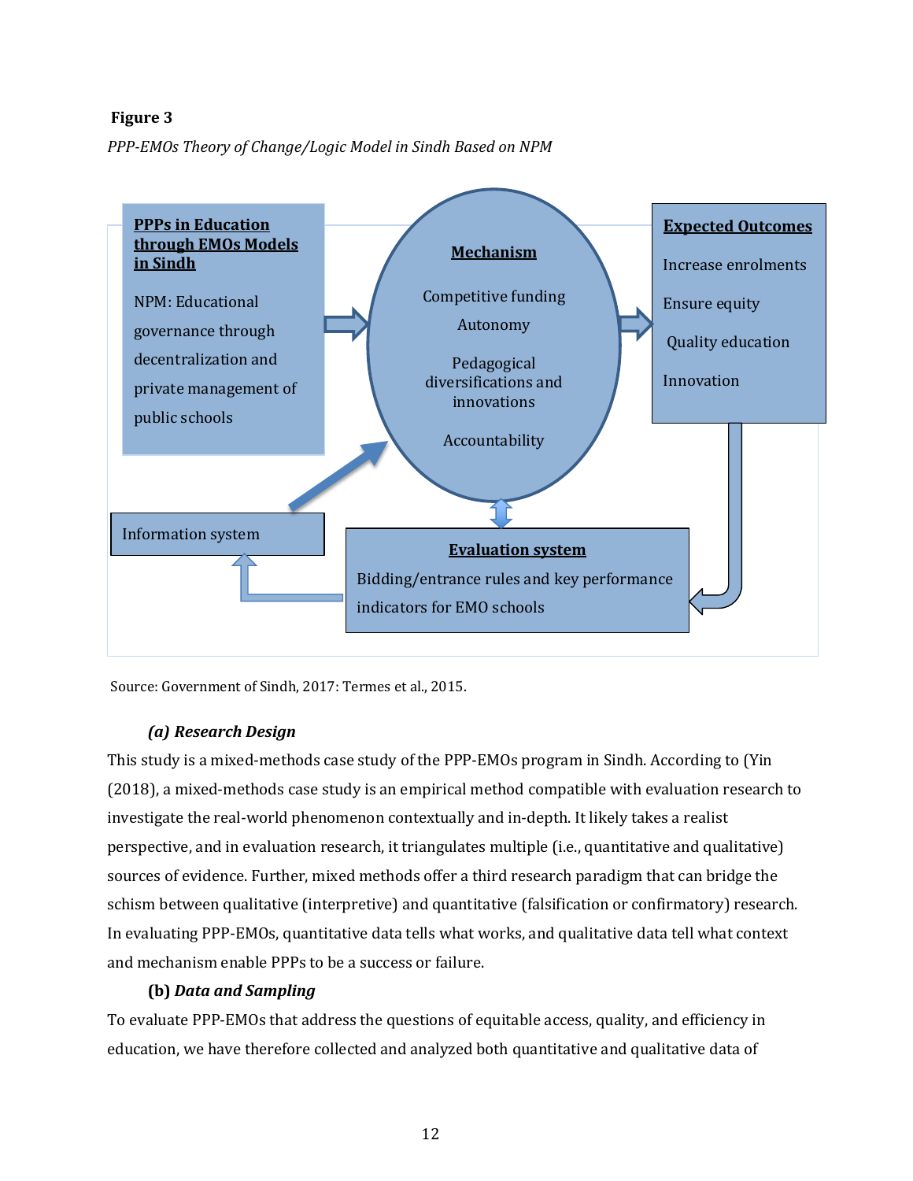**Figure 3**

*PPP-EMOs Theory of Change/Logic Model in Sindh Based on NPM*

**PPPs in Education through EMOs Models in Sindh**

NPM: Educational governance through decentralization and private management of public schools

**Mechanism**

Competitive funding

Autonomy

Pedagogical diversifications and innovations

Accountability

**Expected Outcomes**

Increase enrolments

Ensure equity

Quality education

Innovation

Information system

**Evaluation system**

Bidding/entrance rules and key performance indicators for EMO schools

Source: Government of Sindh, 2017: Termes et al., 2015.

### *(a) Research Design*

This study is a mixed-methods case study of the PPP-EMOs program in Sindh. According to (Yin (2018), a mixed-methods case study is an empirical method compatible with evaluation research to investigate the real-world phenomenon contextually and in-depth. It likely takes a realist perspective, and in evaluation research, it triangulates multiple (i.e., quantitative and qualitative) sources of evidence. Further, mixed methods offer a third research paradigm that can bridge the schism between qualitative (interpretive) and quantitative (falsification or confirmatory) research. In evaluating PPP-EMOs, quantitative data tells what works, and qualitative data tell what context and mechanism enable PPPs to be a success or failure.

### (b) *Data and Sampling*

To evaluate PPP-EMOs that address the questions of equitable access, quality, and efficiency in education, we have therefore collected and analyzed both quantitative and qualitative data of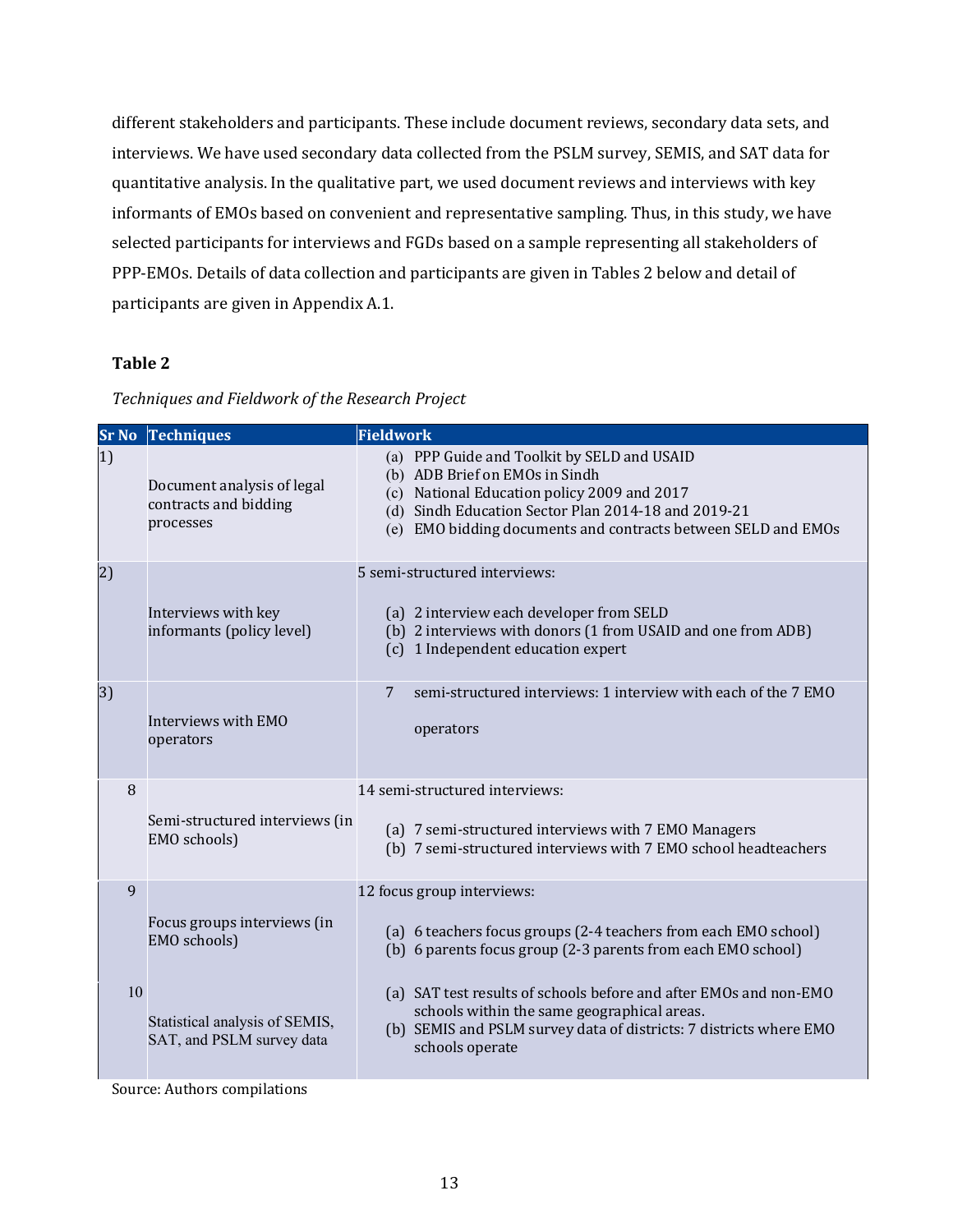different stakeholders and participants. These include document reviews, secondary data sets, and interviews. We have used secondary data collected from the PSLM survey, SEMIS, and SAT data for quantitative analysis. In the qualitative part, we used document reviews and interviews with key informants of EMOs based on convenient and representative sampling. Thus, in this study, we have selected participants for interviews and FGDs based on a sample representing all stakeholders of PPP-EMOs. Details of data collection and participants are given in Tables 2 below and detail of participants are given in Appendix A.1.

**Table 2**

*Techniques and Fieldwork of the Research Project*

| Sr No | Techniques | Fieldwork |
|---|---|---|
| 1) | Document analysis of legal contracts and bidding processes | (a) PPP Guide and Toolkit by SELD and USAID<br>(b) ADB Brief on EMOs in Sindh<br>(c) National Education policy 2009 and 2017<br>(d) Sindh Education Sector Plan 2014-18 and 2019-21<br>(e) EMO bidding documents and contracts between SELD and EMOs |
| 2) | Interviews with key informants (policy level) | 5 semi-structured interviews:<br>(a) 2 interview each developer from SELD<br>(b) 2 interviews with donors (1 from USAID and one from ADB)<br>(c) 1 Independent education expert |
| 3) | Interviews with EMO operators | 7 semi-structured interviews: 1 interview with each of the 7 EMO operators |
| 8 | Semi-structured interviews (in EMO schools) | 14 semi-structured interviews:<br>(a) 7 semi-structured interviews with 7 EMO Managers<br>(b) 7 semi-structured interviews with 7 EMO school headteachers |
| 9 | Focus groups interviews (in EMO schools) | 12 focus group interviews:<br>(a) 6 teachers focus groups (2-4 teachers from each EMO school)<br>(b) 6 parents focus group (2-3 parents from each EMO school) |
| 10 | Statistical analysis of SEMIS, SAT, and PSLM survey data | (a) SAT test results of schools before and after EMOs and non-EMO schools within the same geographical areas.<br>(b) SEMIS and PSLM survey data of districts: 7 districts where EMO schools operate |

Source: Authors compilations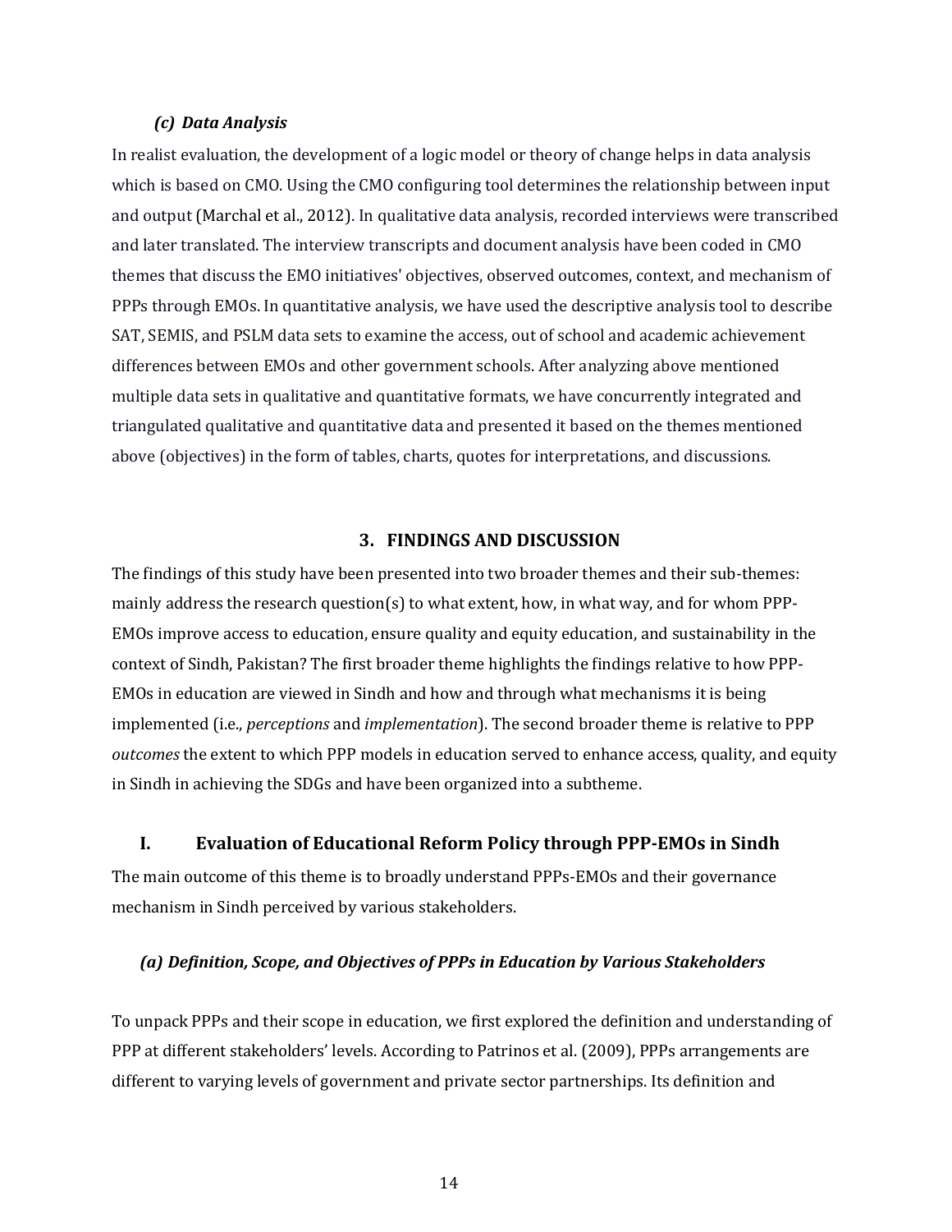### *(c) Data Analysis*

In realist evaluation, the development of a logic model or theory of change helps in data analysis which is based on CMO. Using the CMO configuring tool determines the relationship between input and output (Marchal et al., 2012). In qualitative data analysis, recorded interviews were transcribed and later translated. The interview transcripts and document analysis have been coded in CMO themes that discuss the EMO initiatives' objectives, observed outcomes, context, and mechanism of PPPs through EMOs. In quantitative analysis, we have used the descriptive analysis tool to describe SAT, SEMIS, and PSLM data sets to examine the access, out of school and academic achievement differences between EMOs and other government schools. After analyzing above mentioned multiple data sets in qualitative and quantitative formats, we have concurrently integrated and triangulated qualitative and quantitative data and presented it based on the themes mentioned above (objectives) in the form of tables, charts, quotes for interpretations, and discussions.

## 3. FINDINGS AND DISCUSSION

The findings of this study have been presented into two broader themes and their sub-themes: mainly address the research question(s) to what extent, how, in what way, and for whom PPP-EMOs improve access to education, ensure quality and equity education, and sustainability in the context of Sindh, Pakistan? The first broader theme highlights the findings relative to how PPP-EMOs in education are viewed in Sindh and how and through what mechanisms it is being implemented (i.e., *perceptions* and *implementation*). The second broader theme is relative to PPP *outcomes* the extent to which PPP models in education served to enhance access, quality, and equity in Sindh in achieving the SDGs and have been organized into a subtheme.

### I. Evaluation of Educational Reform Policy through PPP-EMOs in Sindh

The main outcome of this theme is to broadly understand PPPs-EMOs and their governance mechanism in Sindh perceived by various stakeholders.

#### *(a) Definition, Scope, and Objectives of PPPs in Education by Various Stakeholders*

To unpack PPPs and their scope in education, we first explored the definition and understanding of PPP at different stakeholders' levels. According to Patrinos et al. (2009), PPPs arrangements are different to varying levels of government and private sector partnerships. Its definition and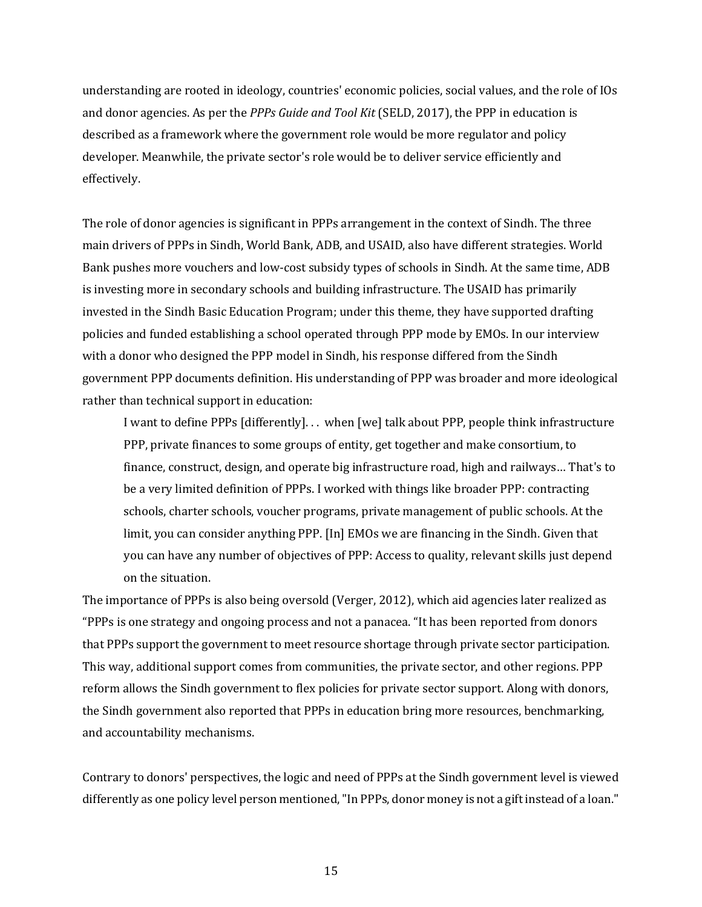understanding are rooted in ideology, countries' economic policies, social values, and the role of IOs and donor agencies. As per the *PPPs Guide and Tool Kit* (SELD, 2017), the PPP in education is described as a framework where the government role would be more regulator and policy developer. Meanwhile, the private sector's role would be to deliver service efficiently and effectively.

The role of donor agencies is significant in PPPs arrangement in the context of Sindh. The three main drivers of PPPs in Sindh, World Bank, ADB, and USAID, also have different strategies. World Bank pushes more vouchers and low-cost subsidy types of schools in Sindh. At the same time, ADB is investing more in secondary schools and building infrastructure. The USAID has primarily invested in the Sindh Basic Education Program; under this theme, they have supported drafting policies and funded establishing a school operated through PPP mode by EMOs. In our interview with a donor who designed the PPP model in Sindh, his response differed from the Sindh government PPP documents definition. His understanding of PPP was broader and more ideological rather than technical support in education:

> I want to define PPPs [differently]. . . when [we] talk about PPP, people think infrastructure PPP, private finances to some groups of entity, get together and make consortium, to finance, construct, design, and operate big infrastructure road, high and railways… That's to be a very limited definition of PPPs. I worked with things like broader PPP: contracting schools, charter schools, voucher programs, private management of public schools. At the limit, you can consider anything PPP. [In] EMOs we are financing in the Sindh. Given that you can have any number of objectives of PPP: Access to quality, relevant skills just depend on the situation.

The importance of PPPs is also being oversold (Verger, 2012), which aid agencies later realized as "PPPs is one strategy and ongoing process and not a panacea. "It has been reported from donors that PPPs support the government to meet resource shortage through private sector participation. This way, additional support comes from communities, the private sector, and other regions. PPP reform allows the Sindh government to flex policies for private sector support. Along with donors, the Sindh government also reported that PPPs in education bring more resources, benchmarking, and accountability mechanisms.

Contrary to donors' perspectives, the logic and need of PPPs at the Sindh government level is viewed differently as one policy level person mentioned, "In PPPs, donor money is not a gift instead of a loan."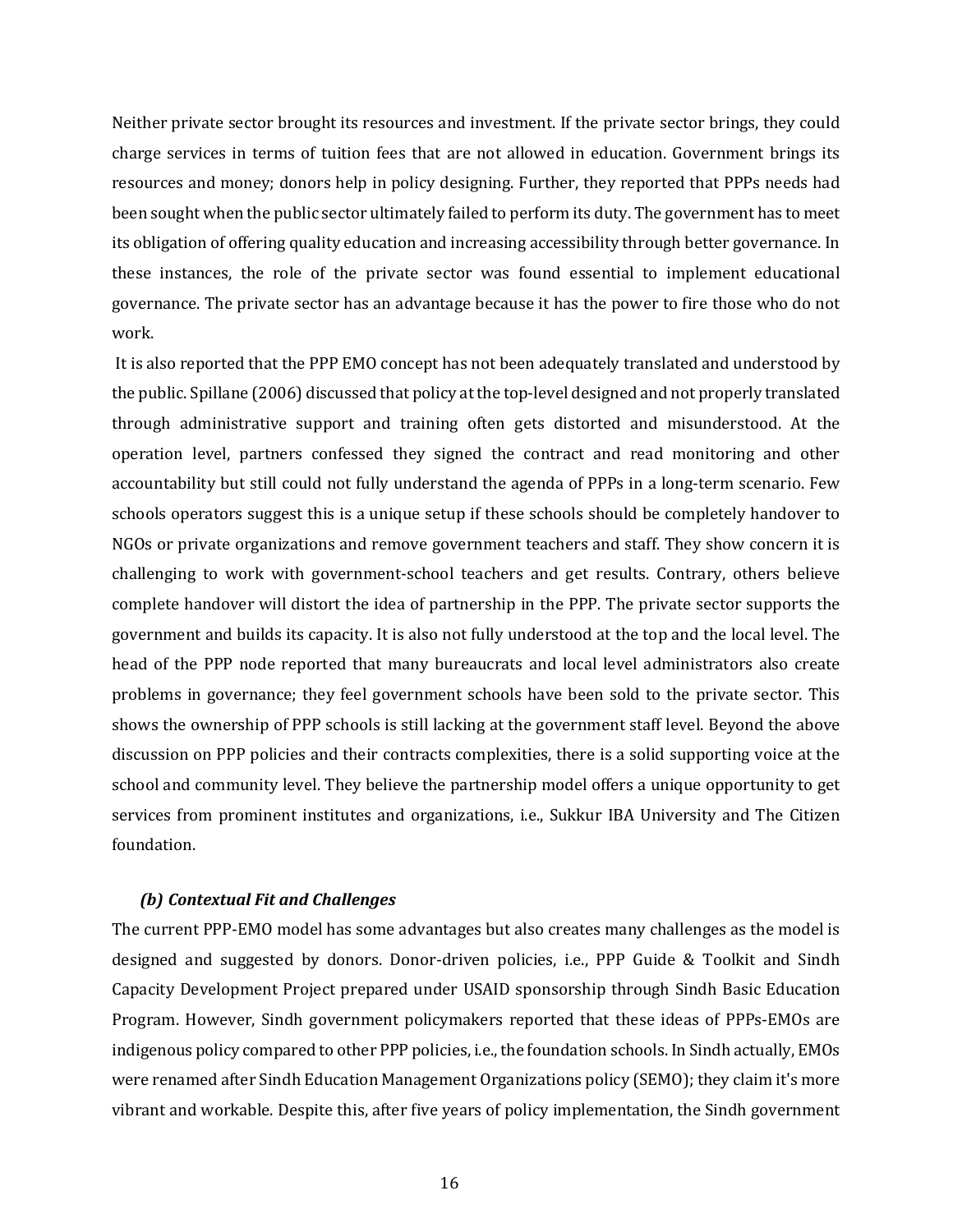Neither private sector brought its resources and investment. If the private sector brings, they could charge services in terms of tuition fees that are not allowed in education. Government brings its resources and money; donors help in policy designing. Further, they reported that PPPs needs had been sought when the public sector ultimately failed to perform its duty. The government has to meet its obligation of offering quality education and increasing accessibility through better governance. In these instances, the role of the private sector was found essential to implement educational governance. The private sector has an advantage because it has the power to fire those who do not work.

It is also reported that the PPP EMO concept has not been adequately translated and understood by the public. Spillane (2006) discussed that policy at the top-level designed and not properly translated through administrative support and training often gets distorted and misunderstood. At the operation level, partners confessed they signed the contract and read monitoring and other accountability but still could not fully understand the agenda of PPPs in a long-term scenario. Few schools operators suggest this is a unique setup if these schools should be completely handover to NGOs or private organizations and remove government teachers and staff. They show concern it is challenging to work with government-school teachers and get results. Contrary, others believe complete handover will distort the idea of partnership in the PPP. The private sector supports the government and builds its capacity. It is also not fully understood at the top and the local level. The head of the PPP node reported that many bureaucrats and local level administrators also create problems in governance; they feel government schools have been sold to the private sector. This shows the ownership of PPP schools is still lacking at the government staff level. Beyond the above discussion on PPP policies and their contracts complexities, there is a solid supporting voice at the school and community level. They believe the partnership model offers a unique opportunity to get services from prominent institutes and organizations, i.e., Sukkur IBA University and The Citizen foundation.

### *(b) Contextual Fit and Challenges*

The current PPP-EMO model has some advantages but also creates many challenges as the model is designed and suggested by donors. Donor-driven policies, i.e., PPP Guide & Toolkit and Sindh Capacity Development Project prepared under USAID sponsorship through Sindh Basic Education Program. However, Sindh government policymakers reported that these ideas of PPPs-EMOs are indigenous policy compared to other PPP policies, i.e., the foundation schools. In Sindh actually, EMOs were renamed after Sindh Education Management Organizations policy (SEMO); they claim it's more vibrant and workable. Despite this, after five years of policy implementation, the Sindh government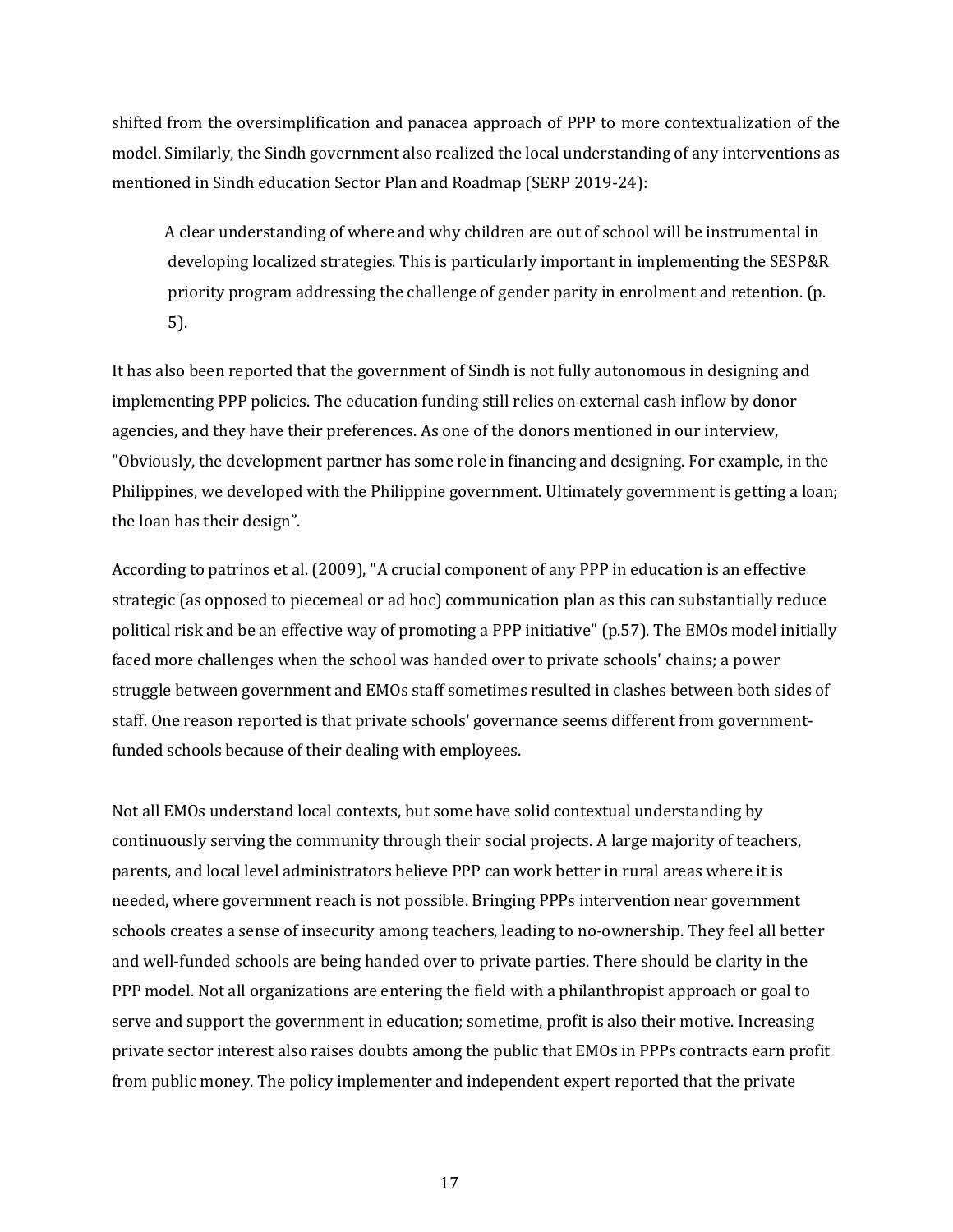shifted from the oversimplification and panacea approach of PPP to more contextualization of the model. Similarly, the Sindh government also realized the local understanding of any interventions as mentioned in Sindh education Sector Plan and Roadmap (SERP 2019-24):

> A clear understanding of where and why children are out of school will be instrumental in developing localized strategies. This is particularly important in implementing the SESP&R priority program addressing the challenge of gender parity in enrolment and retention. (p. 5).

It has also been reported that the government of Sindh is not fully autonomous in designing and implementing PPP policies. The education funding still relies on external cash inflow by donor agencies, and they have their preferences. As one of the donors mentioned in our interview, "Obviously, the development partner has some role in financing and designing. For example, in the Philippines, we developed with the Philippine government. Ultimately government is getting a loan; the loan has their design".

According to patrinos et al. (2009), "A crucial component of any PPP in education is an effective strategic (as opposed to piecemeal or ad hoc) communication plan as this can substantially reduce political risk and be an effective way of promoting a PPP initiative" (p.57). The EMOs model initially faced more challenges when the school was handed over to private schools' chains; a power struggle between government and EMOs staff sometimes resulted in clashes between both sides of staff. One reason reported is that private schools' governance seems different from government-funded schools because of their dealing with employees.

Not all EMOs understand local contexts, but some have solid contextual understanding by continuously serving the community through their social projects. A large majority of teachers, parents, and local level administrators believe PPP can work better in rural areas where it is needed, where government reach is not possible. Bringing PPPs intervention near government schools creates a sense of insecurity among teachers, leading to no-ownership. They feel all better and well-funded schools are being handed over to private parties. There should be clarity in the PPP model. Not all organizations are entering the field with a philanthropist approach or goal to serve and support the government in education; sometime, profit is also their motive. Increasing private sector interest also raises doubts among the public that EMOs in PPPs contracts earn profit from public money. The policy implementer and independent expert reported that the private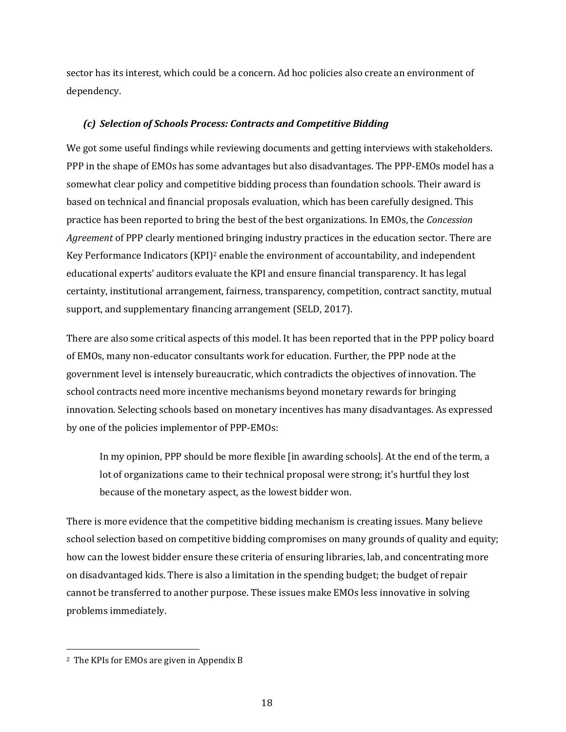sector has its interest, which could be a concern. Ad hoc policies also create an environment of dependency.

### *(c) Selection of Schools Process: Contracts and Competitive Bidding*

We got some useful findings while reviewing documents and getting interviews with stakeholders. PPP in the shape of EMOs has some advantages but also disadvantages. The PPP-EMOs model has a somewhat clear policy and competitive bidding process than foundation schools. Their award is based on technical and financial proposals evaluation, which has been carefully designed. This practice has been reported to bring the best of the best organizations. In EMOs, the *Concession Agreement* of PPP clearly mentioned bringing industry practices in the education sector. There are Key Performance Indicators (KPI)[2] enable the environment of accountability, and independent educational experts' auditors evaluate the KPI and ensure financial transparency. It has legal certainty, institutional arrangement, fairness, transparency, competition, contract sanctity, mutual support, and supplementary financing arrangement (SELD, 2017).

There are also some critical aspects of this model. It has been reported that in the PPP policy board of EMOs, many non-educator consultants work for education. Further, the PPP node at the government level is intensely bureaucratic, which contradicts the objectives of innovation. The school contracts need more incentive mechanisms beyond monetary rewards for bringing innovation. Selecting schools based on monetary incentives has many disadvantages. As expressed by one of the policies implementor of PPP-EMOs:

> In my opinion, PPP should be more flexible [in awarding schools]. At the end of the term, a lot of organizations came to their technical proposal were strong; it's hurtful they lost because of the monetary aspect, as the lowest bidder won.

There is more evidence that the competitive bidding mechanism is creating issues. Many believe school selection based on competitive bidding compromises on many grounds of quality and equity; how can the lowest bidder ensure these criteria of ensuring libraries, lab, and concentrating more on disadvantaged kids. There is also a limitation in the spending budget; the budget of repair cannot be transferred to another purpose. These issues make EMOs less innovative in solving problems immediately.

---

[2] The KPIs for EMOs are given in Appendix B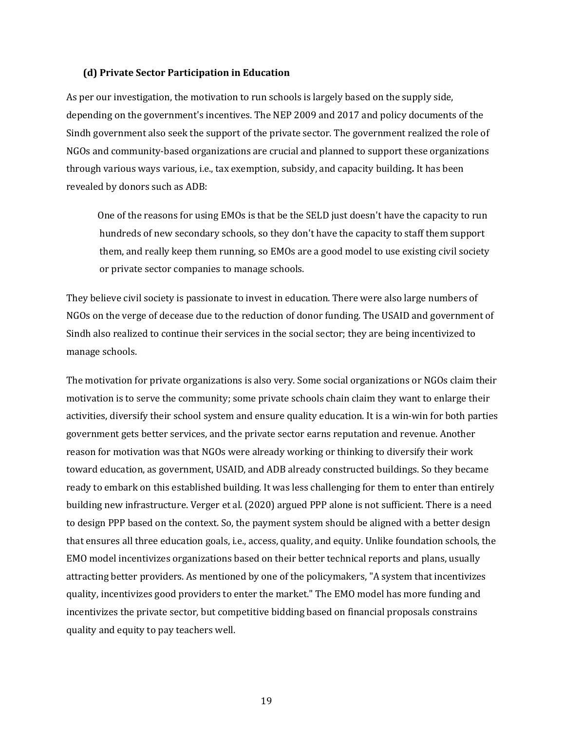### (d) Private Sector Participation in Education

As per our investigation, the motivation to run schools is largely based on the supply side, depending on the government's incentives. The NEP 2009 and 2017 and policy documents of the Sindh government also seek the support of the private sector. The government realized the role of NGOs and community-based organizations are crucial and planned to support these organizations through various ways various, i.e., tax exemption, subsidy, and capacity building**.** It has been revealed by donors such as ADB:

> One of the reasons for using EMOs is that be the SELD just doesn't have the capacity to run hundreds of new secondary schools, so they don't have the capacity to staff them support them, and really keep them running, so EMOs are a good model to use existing civil society or private sector companies to manage schools.

They believe civil society is passionate to invest in education. There were also large numbers of NGOs on the verge of decease due to the reduction of donor funding. The USAID and government of Sindh also realized to continue their services in the social sector; they are being incentivized to manage schools.

The motivation for private organizations is also very. Some social organizations or NGOs claim their motivation is to serve the community; some private schools chain claim they want to enlarge their activities, diversify their school system and ensure quality education. It is a win-win for both parties government gets better services, and the private sector earns reputation and revenue. Another reason for motivation was that NGOs were already working or thinking to diversify their work toward education, as government, USAID, and ADB already constructed buildings. So they became ready to embark on this established building. It was less challenging for them to enter than entirely building new infrastructure. Verger et al. (2020) argued PPP alone is not sufficient. There is a need to design PPP based on the context. So, the payment system should be aligned with a better design that ensures all three education goals, i.e., access, quality, and equity. Unlike foundation schools, the EMO model incentivizes organizations based on their better technical reports and plans, usually attracting better providers. As mentioned by one of the policymakers, "A system that incentivizes quality, incentivizes good providers to enter the market." The EMO model has more funding and incentivizes the private sector, but competitive bidding based on financial proposals constrains quality and equity to pay teachers well.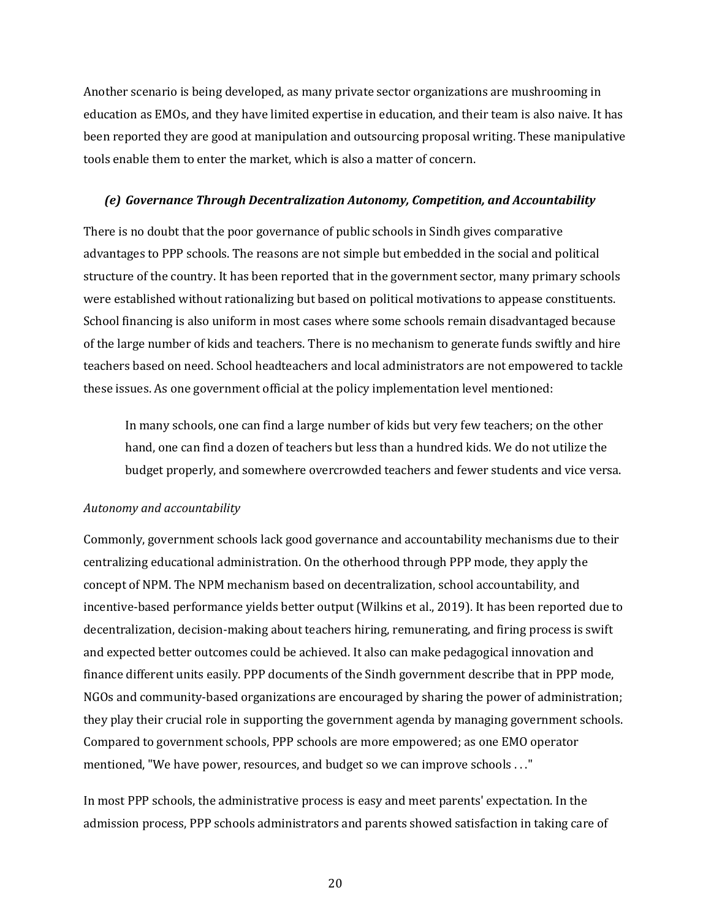Another scenario is being developed, as many private sector organizations are mushrooming in education as EMOs, and they have limited expertise in education, and their team is also naive. It has been reported they are good at manipulation and outsourcing proposal writing. These manipulative tools enable them to enter the market, which is also a matter of concern.

### *(e) Governance Through Decentralization Autonomy, Competition, and Accountability*

There is no doubt that the poor governance of public schools in Sindh gives comparative advantages to PPP schools. The reasons are not simple but embedded in the social and political structure of the country. It has been reported that in the government sector, many primary schools were established without rationalizing but based on political motivations to appease constituents. School financing is also uniform in most cases where some schools remain disadvantaged because of the large number of kids and teachers. There is no mechanism to generate funds swiftly and hire teachers based on need. School headteachers and local administrators are not empowered to tackle these issues. As one government official at the policy implementation level mentioned:

> In many schools, one can find a large number of kids but very few teachers; on the other hand, one can find a dozen of teachers but less than a hundred kids. We do not utilize the budget properly, and somewhere overcrowded teachers and fewer students and vice versa.

*Autonomy and accountability*

Commonly, government schools lack good governance and accountability mechanisms due to their centralizing educational administration. On the otherhood through PPP mode, they apply the concept of NPM. The NPM mechanism based on decentralization, school accountability, and incentive-based performance yields better output (Wilkins et al., 2019). It has been reported due to decentralization, decision-making about teachers hiring, remunerating, and firing process is swift and expected better outcomes could be achieved. It also can make pedagogical innovation and finance different units easily. PPP documents of the Sindh government describe that in PPP mode, NGOs and community-based organizations are encouraged by sharing the power of administration; they play their crucial role in supporting the government agenda by managing government schools. Compared to government schools, PPP schools are more empowered; as one EMO operator mentioned, "We have power, resources, and budget so we can improve schools . . ."

In most PPP schools, the administrative process is easy and meet parents' expectation. In the admission process, PPP schools administrators and parents showed satisfaction in taking care of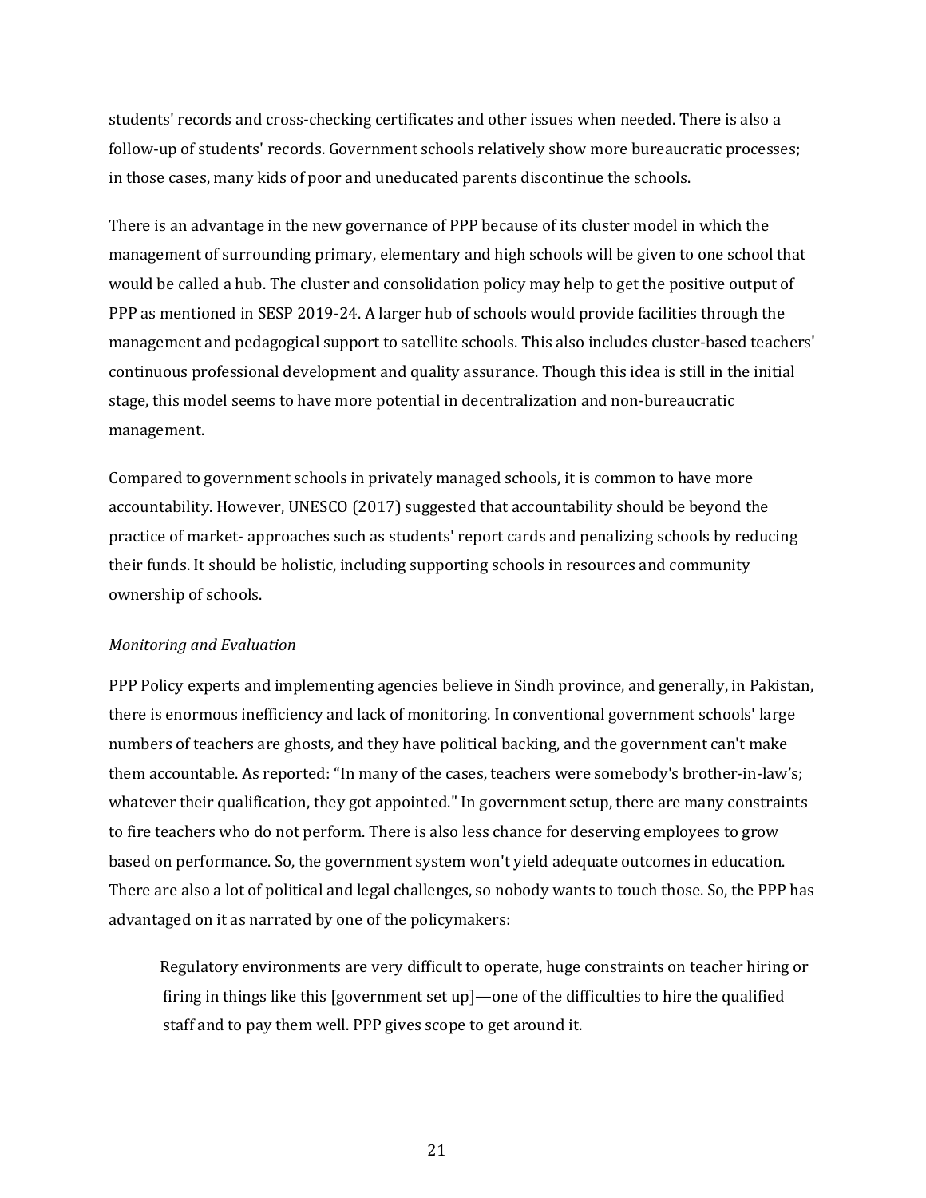students' records and cross-checking certificates and other issues when needed. There is also a follow-up of students' records. Government schools relatively show more bureaucratic processes; in those cases, many kids of poor and uneducated parents discontinue the schools.

There is an advantage in the new governance of PPP because of its cluster model in which the management of surrounding primary, elementary and high schools will be given to one school that would be called a hub. The cluster and consolidation policy may help to get the positive output of PPP as mentioned in SESP 2019-24. A larger hub of schools would provide facilities through the management and pedagogical support to satellite schools. This also includes cluster-based teachers' continuous professional development and quality assurance. Though this idea is still in the initial stage, this model seems to have more potential in decentralization and non-bureaucratic management.

Compared to government schools in privately managed schools, it is common to have more accountability. However, UNESCO (2017) suggested that accountability should be beyond the practice of market- approaches such as students' report cards and penalizing schools by reducing their funds. It should be holistic, including supporting schools in resources and community ownership of schools.

*Monitoring and Evaluation*

PPP Policy experts and implementing agencies believe in Sindh province, and generally, in Pakistan, there is enormous inefficiency and lack of monitoring. In conventional government schools' large numbers of teachers are ghosts, and they have political backing, and the government can't make them accountable. As reported: "In many of the cases, teachers were somebody's brother-in-law's; whatever their qualification, they got appointed." In government setup, there are many constraints to fire teachers who do not perform. There is also less chance for deserving employees to grow based on performance. So, the government system won't yield adequate outcomes in education. There are also a lot of political and legal challenges, so nobody wants to touch those. So, the PPP has advantaged on it as narrated by one of the policymakers:

> Regulatory environments are very difficult to operate, huge constraints on teacher hiring or firing in things like this [government set up]—one of the difficulties to hire the qualified staff and to pay them well. PPP gives scope to get around it.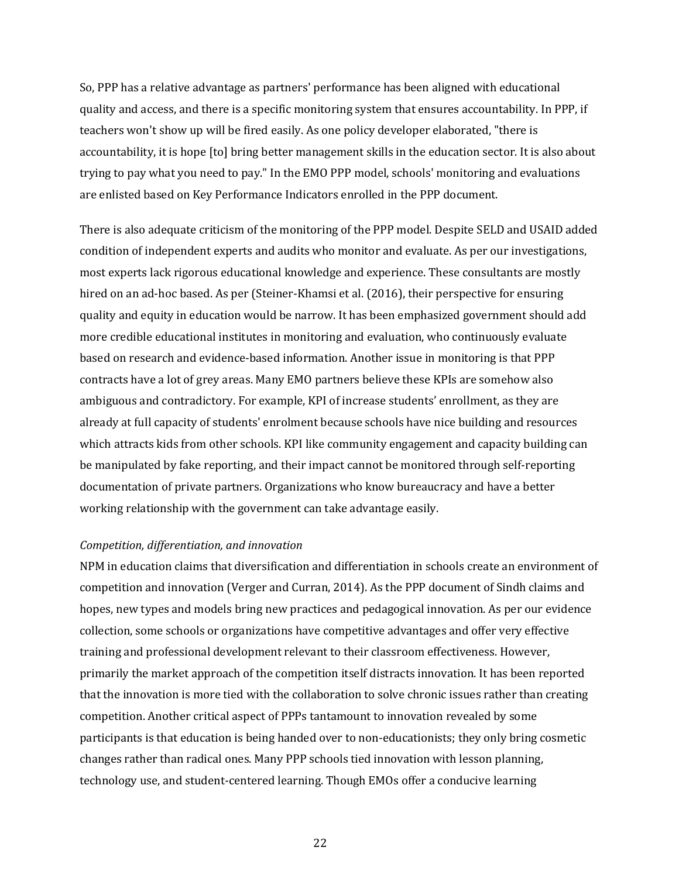So, PPP has a relative advantage as partners' performance has been aligned with educational quality and access, and there is a specific monitoring system that ensures accountability. In PPP, if teachers won't show up will be fired easily. As one policy developer elaborated, "there is accountability, it is hope [to] bring better management skills in the education sector. It is also about trying to pay what you need to pay." In the EMO PPP model, schools' monitoring and evaluations are enlisted based on Key Performance Indicators enrolled in the PPP document.

There is also adequate criticism of the monitoring of the PPP model. Despite SELD and USAID added condition of independent experts and audits who monitor and evaluate. As per our investigations, most experts lack rigorous educational knowledge and experience. These consultants are mostly hired on an ad-hoc based. As per (Steiner-Khamsi et al. (2016), their perspective for ensuring quality and equity in education would be narrow. It has been emphasized government should add more credible educational institutes in monitoring and evaluation, who continuously evaluate based on research and evidence-based information. Another issue in monitoring is that PPP contracts have a lot of grey areas. Many EMO partners believe these KPIs are somehow also ambiguous and contradictory. For example, KPI of increase students' enrollment, as they are already at full capacity of students' enrolment because schools have nice building and resources which attracts kids from other schools. KPI like community engagement and capacity building can be manipulated by fake reporting, and their impact cannot be monitored through self-reporting documentation of private partners. Organizations who know bureaucracy and have a better working relationship with the government can take advantage easily.

*Competition, differentiation, and innovation*

NPM in education claims that diversification and differentiation in schools create an environment of competition and innovation (Verger and Curran, 2014). As the PPP document of Sindh claims and hopes, new types and models bring new practices and pedagogical innovation. As per our evidence collection, some schools or organizations have competitive advantages and offer very effective training and professional development relevant to their classroom effectiveness. However, primarily the market approach of the competition itself distracts innovation. It has been reported that the innovation is more tied with the collaboration to solve chronic issues rather than creating competition. Another critical aspect of PPPs tantamount to innovation revealed by some participants is that education is being handed over to non-educationists; they only bring cosmetic changes rather than radical ones. Many PPP schools tied innovation with lesson planning, technology use, and student-centered learning. Though EMOs offer a conducive learning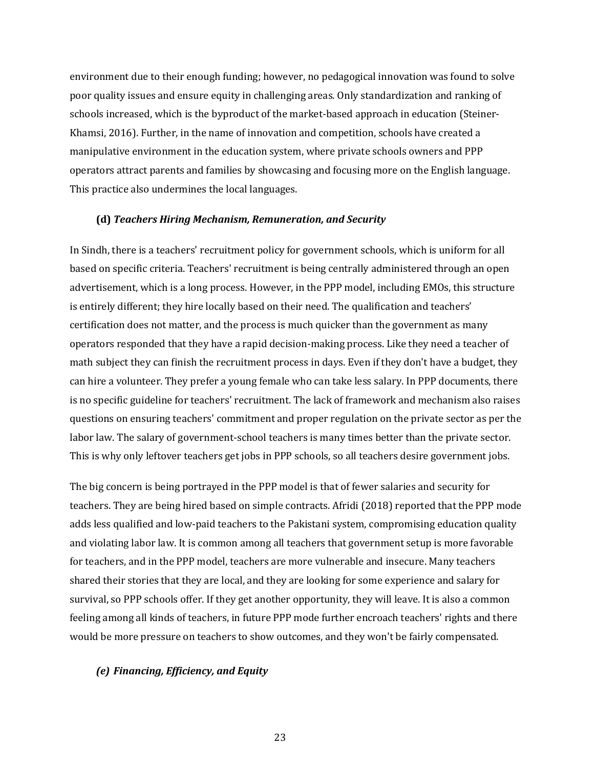environment due to their enough funding; however, no pedagogical innovation was found to solve poor quality issues and ensure equity in challenging areas. Only standardization and ranking of schools increased, which is the byproduct of the market-based approach in education (Steiner-Khamsi, 2016). Further, in the name of innovation and competition, schools have created a manipulative environment in the education system, where private schools owners and PPP operators attract parents and families by showcasing and focusing more on the English language. This practice also undermines the local languages.

#### (d) *Teachers Hiring Mechanism, Remuneration, and Security*

In Sindh, there is a teachers' recruitment policy for government schools, which is uniform for all based on specific criteria. Teachers' recruitment is being centrally administered through an open advertisement, which is a long process. However, in the PPP model, including EMOs, this structure is entirely different; they hire locally based on their need. The qualification and teachers' certification does not matter, and the process is much quicker than the government as many operators responded that they have a rapid decision-making process. Like they need a teacher of math subject they can finish the recruitment process in days. Even if they don't have a budget, they can hire a volunteer. They prefer a young female who can take less salary. In PPP documents, there is no specific guideline for teachers' recruitment. The lack of framework and mechanism also raises questions on ensuring teachers' commitment and proper regulation on the private sector as per the labor law. The salary of government-school teachers is many times better than the private sector. This is why only leftover teachers get jobs in PPP schools, so all teachers desire government jobs.

The big concern is being portrayed in the PPP model is that of fewer salaries and security for teachers. They are being hired based on simple contracts. Afridi (2018) reported that the PPP mode adds less qualified and low-paid teachers to the Pakistani system, compromising education quality and violating labor law. It is common among all teachers that government setup is more favorable for teachers, and in the PPP model, teachers are more vulnerable and insecure. Many teachers shared their stories that they are local, and they are looking for some experience and salary for survival, so PPP schools offer. If they get another opportunity, they will leave. It is also a common feeling among all kinds of teachers, in future PPP mode further encroach teachers' rights and there would be more pressure on teachers to show outcomes, and they won't be fairly compensated.

#### *(e) Financing, Efficiency, and Equity*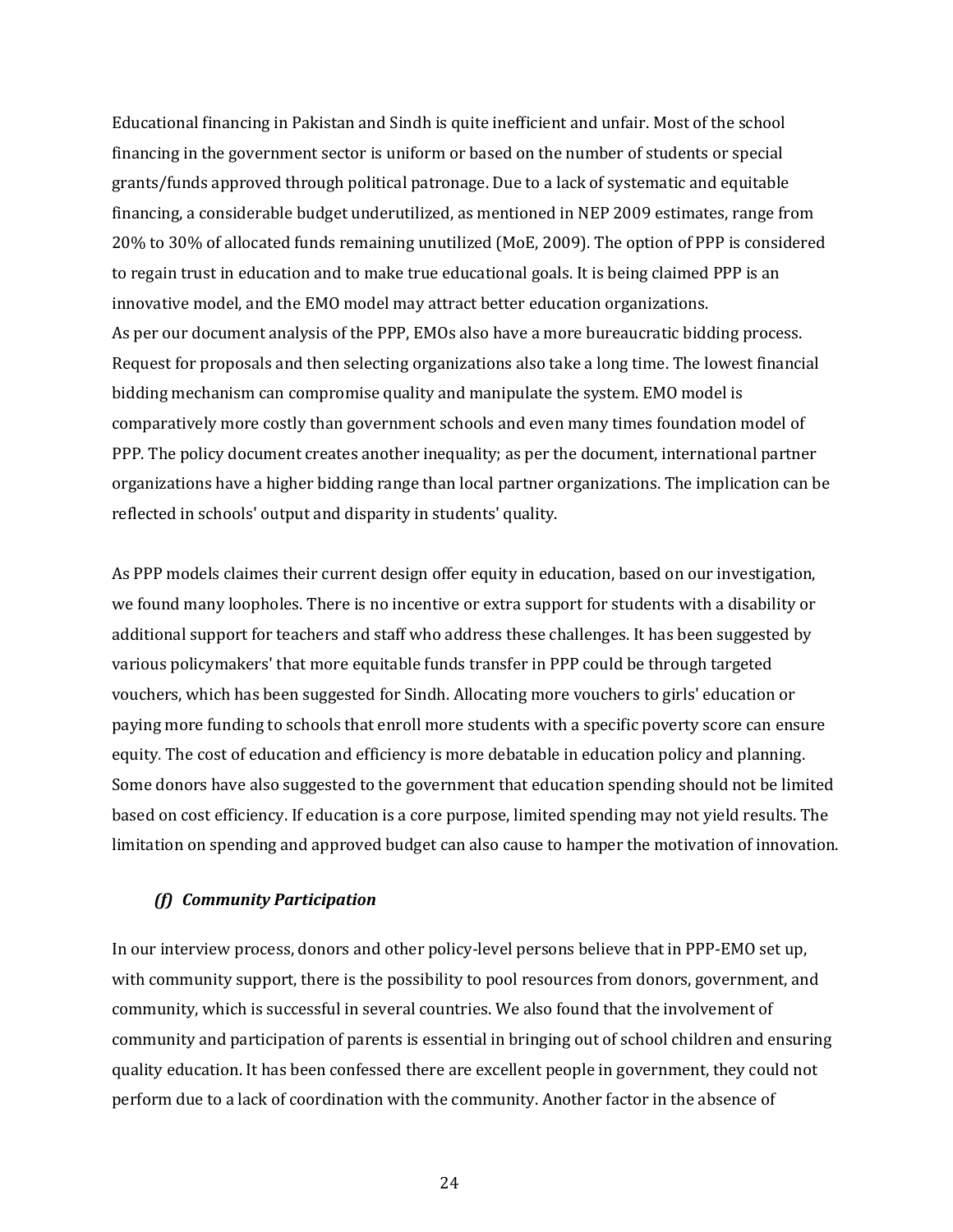Educational financing in Pakistan and Sindh is quite inefficient and unfair. Most of the school financing in the government sector is uniform or based on the number of students or special grants/funds approved through political patronage. Due to a lack of systematic and equitable financing, a considerable budget underutilized, as mentioned in NEP 2009 estimates, range from 20% to 30% of allocated funds remaining unutilized (MoE, 2009). The option of PPP is considered to regain trust in education and to make true educational goals. It is being claimed PPP is an innovative model, and the EMO model may attract better education organizations.
As per our document analysis of the PPP, EMOs also have a more bureaucratic bidding process. Request for proposals and then selecting organizations also take a long time. The lowest financial bidding mechanism can compromise quality and manipulate the system. EMO model is comparatively more costly than government schools and even many times foundation model of PPP. The policy document creates another inequality; as per the document, international partner organizations have a higher bidding range than local partner organizations. The implication can be reflected in schools' output and disparity in students' quality.

As PPP models claimes their current design offer equity in education, based on our investigation, we found many loopholes. There is no incentive or extra support for students with a disability or additional support for teachers and staff who address these challenges. It has been suggested by various policymakers' that more equitable funds transfer in PPP could be through targeted vouchers, which has been suggested for Sindh. Allocating more vouchers to girls' education or paying more funding to schools that enroll more students with a specific poverty score can ensure equity. The cost of education and efficiency is more debatable in education policy and planning. Some donors have also suggested to the government that education spending should not be limited based on cost efficiency. If education is a core purpose, limited spending may not yield results. The limitation on spending and approved budget can also cause to hamper the motivation of innovation.

### *(f) Community Participation*

In our interview process, donors and other policy-level persons believe that in PPP-EMO set up, with community support, there is the possibility to pool resources from donors, government, and community, which is successful in several countries. We also found that the involvement of community and participation of parents is essential in bringing out of school children and ensuring quality education. It has been confessed there are excellent people in government, they could not perform due to a lack of coordination with the community. Another factor in the absence of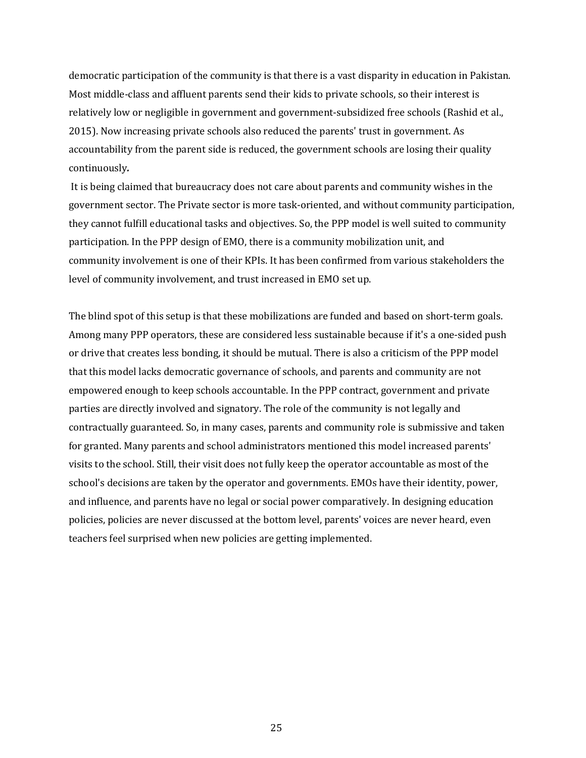democratic participation of the community is that there is a vast disparity in education in Pakistan. Most middle-class and affluent parents send their kids to private schools, so their interest is relatively low or negligible in government and government-subsidized free schools (Rashid et al., 2015). Now increasing private schools also reduced the parents' trust in government. As accountability from the parent side is reduced, the government schools are losing their quality continuously.

It is being claimed that bureaucracy does not care about parents and community wishes in the government sector. The Private sector is more task-oriented, and without community participation, they cannot fulfill educational tasks and objectives. So, the PPP model is well suited to community participation. In the PPP design of EMO, there is a community mobilization unit, and community involvement is one of their KPIs. It has been confirmed from various stakeholders the level of community involvement, and trust increased in EMO set up.

The blind spot of this setup is that these mobilizations are funded and based on short-term goals. Among many PPP operators, these are considered less sustainable because if it's a one-sided push or drive that creates less bonding, it should be mutual. There is also a criticism of the PPP model that this model lacks democratic governance of schools, and parents and community are not empowered enough to keep schools accountable. In the PPP contract, government and private parties are directly involved and signatory. The role of the community is not legally and contractually guaranteed. So, in many cases, parents and community role is submissive and taken for granted. Many parents and school administrators mentioned this model increased parents' visits to the school. Still, their visit does not fully keep the operator accountable as most of the school's decisions are taken by the operator and governments. EMOs have their identity, power, and influence, and parents have no legal or social power comparatively. In designing education policies, policies are never discussed at the bottom level, parents' voices are never heard, even teachers feel surprised when new policies are getting implemented.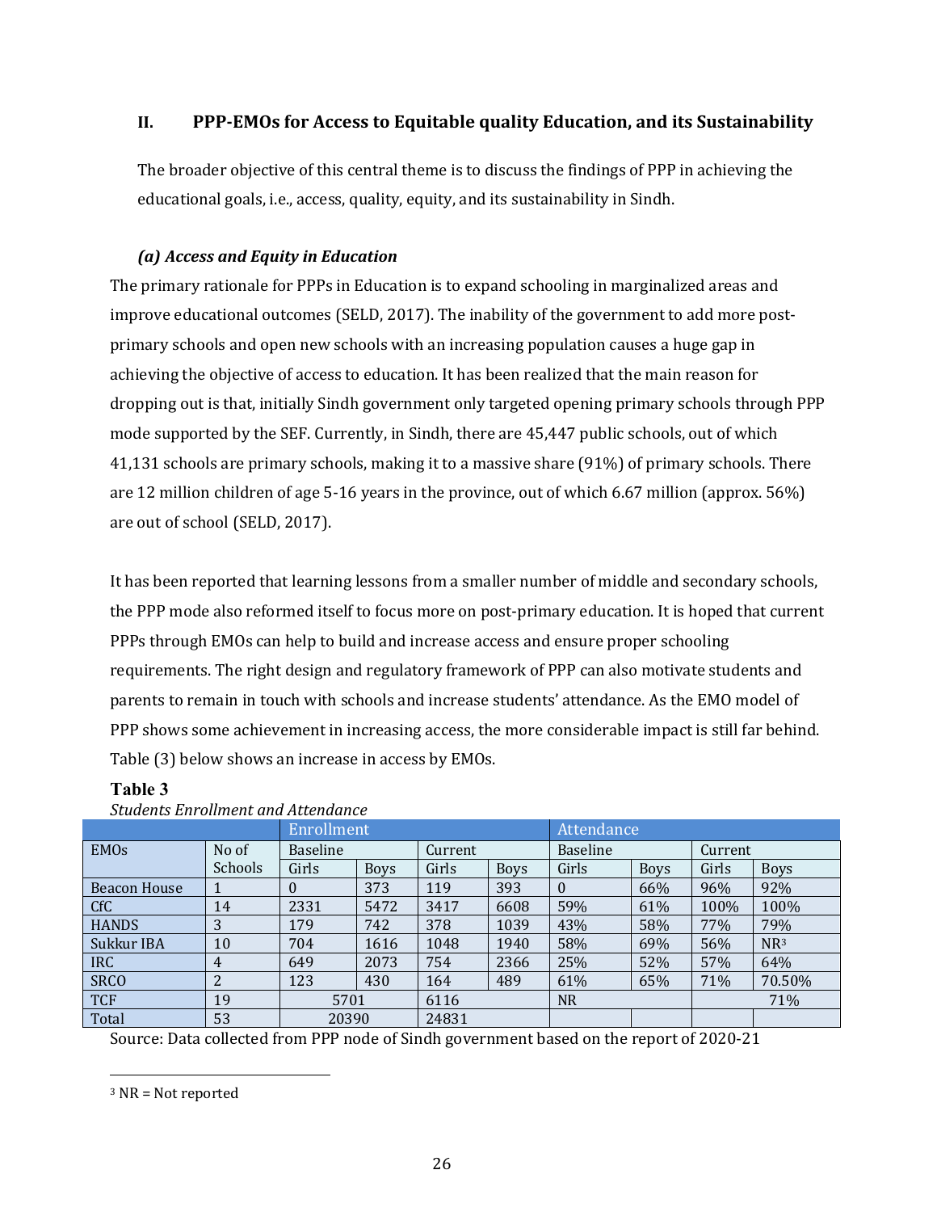## II. PPP-EMOs for Access to Equitable quality Education, and its Sustainability

The broader objective of this central theme is to discuss the findings of PPP in achieving the educational goals, i.e., access, quality, equity, and its sustainability in Sindh.

### *(a) Access and Equity in Education*

The primary rationale for PPPs in Education is to expand schooling in marginalized areas and improve educational outcomes (SELD, 2017). The inability of the government to add more post-primary schools and open new schools with an increasing population causes a huge gap in achieving the objective of access to education. It has been realized that the main reason for dropping out is that, initially Sindh government only targeted opening primary schools through PPP mode supported by the SEF. Currently, in Sindh, there are 45,447 public schools, out of which 41,131 schools are primary schools, making it to a massive share (91%) of primary schools. There are 12 million children of age 5-16 years in the province, out of which 6.67 million (approx. 56%) are out of school (SELD, 2017).

It has been reported that learning lessons from a smaller number of middle and secondary schools, the PPP mode also reformed itself to focus more on post-primary education. It is hoped that current PPPs through EMOs can help to build and increase access and ensure proper schooling requirements. The right design and regulatory framework of PPP can also motivate students and parents to remain in touch with schools and increase students' attendance. As the EMO model of PPP shows some achievement in increasing access, the more considerable impact is still far behind. Table (3) below shows an increase in access by EMOs.

**Table 3**

*Students Enrollment and Attendance*

| EMOs | No of Schools | Enrollment | | | | Attendance | | | |
|---|---|---|---|---|---|---|---|---|---|
| | | Baseline | | Current | | Baseline | | Current | |
| | | Girls | Boys | Girls | Boys | Girls | Boys | Girls | Boys |
| Beacon House | 1 | 0 | 373 | 119 | 393 | 0 | 66% | 96% | 92% |
| CfC | 14 | 2331 | 5472 | 3417 | 6608 | 59% | 61% | 100% | 100% |
| HANDS | 3 | 179 | 742 | 378 | 1039 | 43% | 58% | 77% | 79% |
| Sukkur IBA | 10 | 704 | 1616 | 1048 | 1940 | 58% | 69% | 56% | NR[3] |
| IRC | 4 | 649 | 2073 | 754 | 2366 | 25% | 52% | 57% | 64% |
| SRCO | 2 | 123 | 430 | 164 | 489 | 61% | 65% | 71% | 70.50% |
| TCF | 19 | 5701 | | 6116 | | NR | | 71% | |
| Total | 53 | 20390 | | 24831 | | | | | |

Source: Data collected from PPP node of Sindh government based on the report of 2020-21

[3] NR = Not reported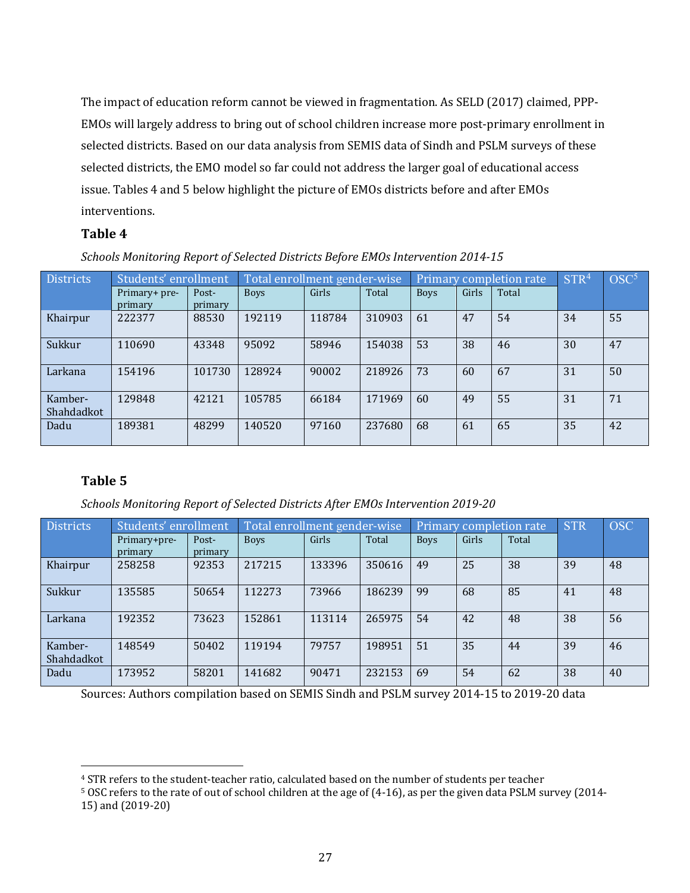The impact of education reform cannot be viewed in fragmentation. As SELD (2017) claimed, PPP-EMOs will largely address to bring out of school children increase more post-primary enrollment in selected districts. Based on our data analysis from SEMIS data of Sindh and PSLM surveys of these selected districts, the EMO model so far could not address the larger goal of educational access issue. Tables 4 and 5 below highlight the picture of EMOs districts before and after EMOs interventions.

### Table 4

*Schools Monitoring Report of Selected Districts Before EMOs Intervention 2014-15*

| Districts | Students' enrollment | | Total enrollment gender-wise | | | Primary completion rate | | | STR[4] | OSC[5] |
|---|---|---|---|---|---|---|---|---|---|---|
| | Primary+ pre-primary | Post-primary | Boys | Girls | Total | Boys | Girls | Total | | |
| Khairpur | 222377 | 88530 | 192119 | 118784 | 310903 | 61 | 47 | 54 | 34 | 55 |
| Sukkur | 110690 | 43348 | 95092 | 58946 | 154038 | 53 | 38 | 46 | 30 | 47 |
| Larkana | 154196 | 101730 | 128924 | 90002 | 218926 | 73 | 60 | 67 | 31 | 50 |
| Kamber-Shahdadkot | 129848 | 42121 | 105785 | 66184 | 171969 | 60 | 49 | 55 | 31 | 71 |
| Dadu | 189381 | 48299 | 140520 | 97160 | 237680 | 68 | 61 | 65 | 35 | 42 |

### Table 5

*Schools Monitoring Report of Selected Districts After EMOs Intervention 2019-20*

| Districts | Students' enrollment | | Total enrollment gender-wise | | | Primary completion rate | | | STR | OSC |
|---|---|---|---|---|---|---|---|---|---|---|
| | Primary+pre-primary | Post-primary | Boys | Girls | Total | Boys | Girls | Total | | |
| Khairpur | 258258 | 92353 | 217215 | 133396 | 350616 | 49 | 25 | 38 | 39 | 48 |
| Sukkur | 135585 | 50654 | 112273 | 73966 | 186239 | 99 | 68 | 85 | 41 | 48 |
| Larkana | 192352 | 73623 | 152861 | 113114 | 265975 | 54 | 42 | 48 | 38 | 56 |
| Kamber-Shahdadkot | 148549 | 50402 | 119194 | 79757 | 198951 | 51 | 35 | 44 | 39 | 46 |
| Dadu | 173952 | 58201 | 141682 | 90471 | 232153 | 69 | 54 | 62 | 38 | 40 |

Sources: Authors compilation based on SEMIS Sindh and PSLM survey 2014-15 to 2019-20 data

[4] STR refers to the student-teacher ratio, calculated based on the number of students per teacher

[5] OSC refers to the rate of out of school children at the age of (4-16), as per the given data PSLM survey (2014-15) and (2019-20)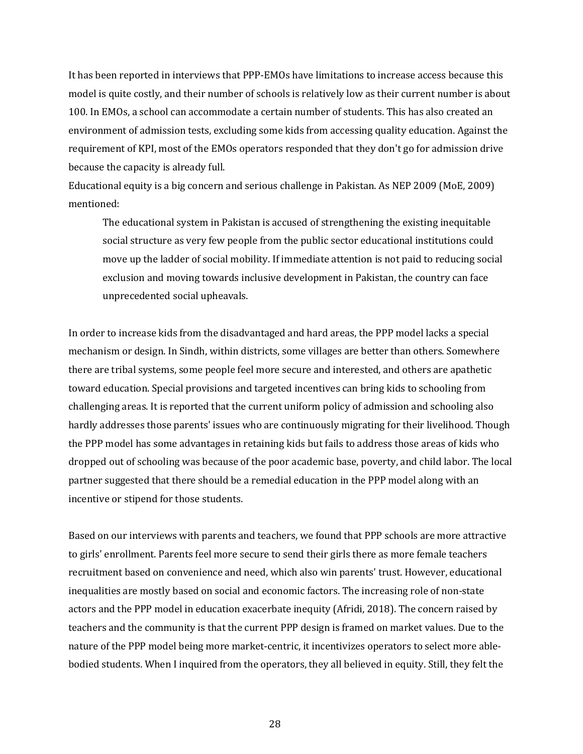It has been reported in interviews that PPP-EMOs have limitations to increase access because this model is quite costly, and their number of schools is relatively low as their current number is about 100. In EMOs, a school can accommodate a certain number of students. This has also created an environment of admission tests, excluding some kids from accessing quality education. Against the requirement of KPI, most of the EMOs operators responded that they don't go for admission drive because the capacity is already full.

Educational equity is a big concern and serious challenge in Pakistan. As NEP 2009 (MoE, 2009) mentioned:

> The educational system in Pakistan is accused of strengthening the existing inequitable social structure as very few people from the public sector educational institutions could move up the ladder of social mobility. If immediate attention is not paid to reducing social exclusion and moving towards inclusive development in Pakistan, the country can face unprecedented social upheavals.

In order to increase kids from the disadvantaged and hard areas, the PPP model lacks a special mechanism or design. In Sindh, within districts, some villages are better than others. Somewhere there are tribal systems, some people feel more secure and interested, and others are apathetic toward education. Special provisions and targeted incentives can bring kids to schooling from challenging areas. It is reported that the current uniform policy of admission and schooling also hardly addresses those parents' issues who are continuously migrating for their livelihood. Though the PPP model has some advantages in retaining kids but fails to address those areas of kids who dropped out of schooling was because of the poor academic base, poverty, and child labor. The local partner suggested that there should be a remedial education in the PPP model along with an incentive or stipend for those students.

Based on our interviews with parents and teachers, we found that PPP schools are more attractive to girls' enrollment. Parents feel more secure to send their girls there as more female teachers recruitment based on convenience and need, which also win parents' trust. However, educational inequalities are mostly based on social and economic factors. The increasing role of non-state actors and the PPP model in education exacerbate inequity (Afridi, 2018). The concern raised by teachers and the community is that the current PPP design is framed on market values. Due to the nature of the PPP model being more market-centric, it incentivizes operators to select more able-bodied students. When I inquired from the operators, they all believed in equity. Still, they felt the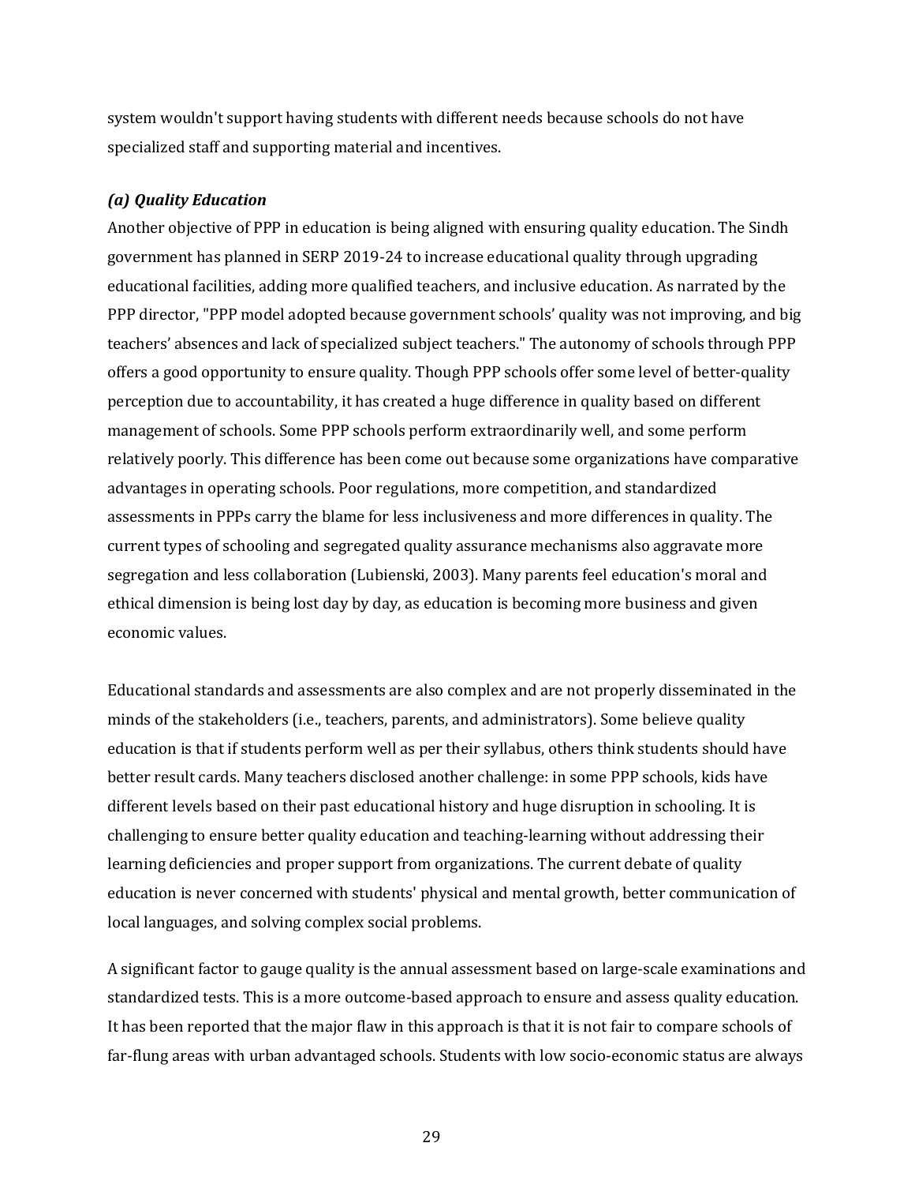system wouldn't support having students with different needs because schools do not have specialized staff and supporting material and incentives.

***(a) Quality Education***

Another objective of PPP in education is being aligned with ensuring quality education. The Sindh government has planned in SERP 2019-24 to increase educational quality through upgrading educational facilities, adding more qualified teachers, and inclusive education. As narrated by the PPP director, "PPP model adopted because government schools' quality was not improving, and big teachers' absences and lack of specialized subject teachers." The autonomy of schools through PPP offers a good opportunity to ensure quality. Though PPP schools offer some level of better-quality perception due to accountability, it has created a huge difference in quality based on different management of schools. Some PPP schools perform extraordinarily well, and some perform relatively poorly. This difference has been come out because some organizations have comparative advantages in operating schools. Poor regulations, more competition, and standardized assessments in PPPs carry the blame for less inclusiveness and more differences in quality. The current types of schooling and segregated quality assurance mechanisms also aggravate more segregation and less collaboration (Lubienski, 2003). Many parents feel education's moral and ethical dimension is being lost day by day, as education is becoming more business and given economic values.

Educational standards and assessments are also complex and are not properly disseminated in the minds of the stakeholders (i.e., teachers, parents, and administrators). Some believe quality education is that if students perform well as per their syllabus, others think students should have better result cards. Many teachers disclosed another challenge: in some PPP schools, kids have different levels based on their past educational history and huge disruption in schooling. It is challenging to ensure better quality education and teaching-learning without addressing their learning deficiencies and proper support from organizations. The current debate of quality education is never concerned with students' physical and mental growth, better communication of local languages, and solving complex social problems.

A significant factor to gauge quality is the annual assessment based on large-scale examinations and standardized tests. This is a more outcome-based approach to ensure and assess quality education. It has been reported that the major flaw in this approach is that it is not fair to compare schools of far-flung areas with urban advantaged schools. Students with low socio-economic status are always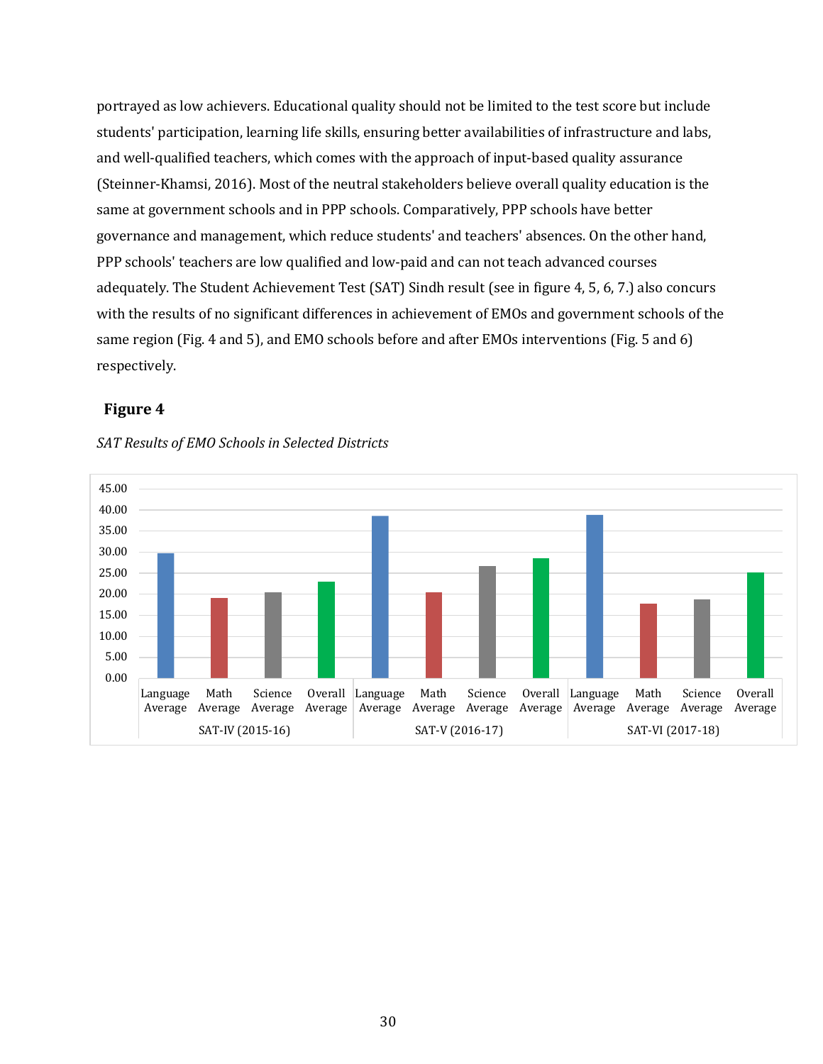portrayed as low achievers. Educational quality should not be limited to the test score but include students' participation, learning life skills, ensuring better availabilities of infrastructure and labs, and well-qualified teachers, which comes with the approach of input-based quality assurance (Steinner-Khamsi, 2016). Most of the neutral stakeholders believe overall quality education is the same at government schools and in PPP schools. Comparatively, PPP schools have better governance and management, which reduce students' and teachers' absences. On the other hand, PPP schools' teachers are low qualified and low-paid and can not teach advanced courses adequately. The Student Achievement Test (SAT) Sindh result (see in figure 4, 5, 6, 7.) also concurs with the results of no significant differences in achievement of EMOs and government schools of the same region (Fig. 4 and 5), and EMO schools before and after EMOs interventions (Fig. 5 and 6) respectively.

**Figure 4**

*SAT Results of EMO Schools in Selected Districts*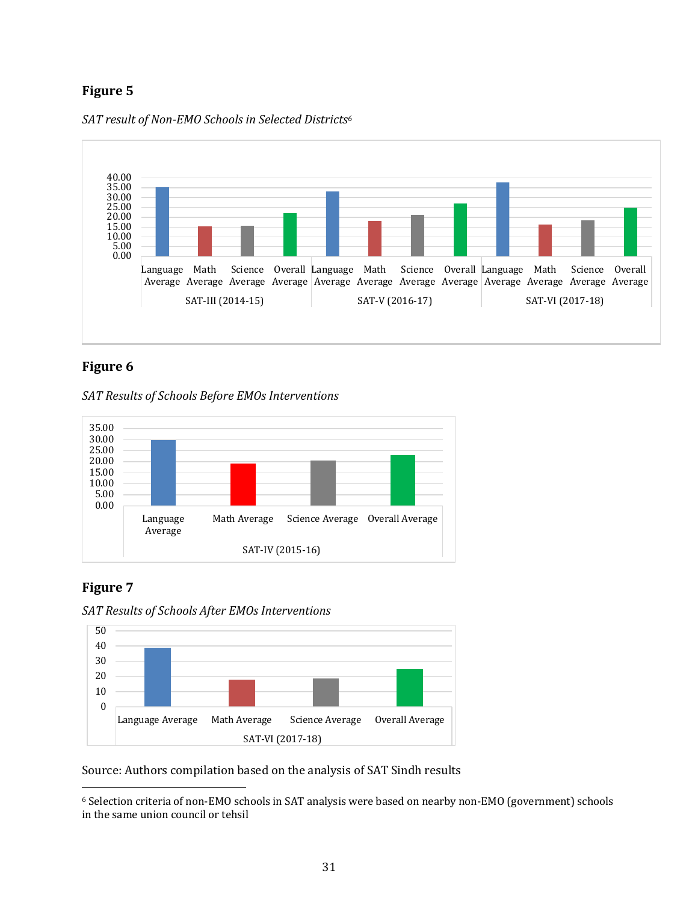**Figure 5**

*SAT result of Non-EMO Schools in Selected Districts*[6]

**Figure 6**

*SAT Results of Schools Before EMOs Interventions*

**Figure 7**

*SAT Results of Schools After EMOs Interventions*

Source: Authors compilation based on the analysis of SAT Sindh results

[6] Selection criteria of non-EMO schools in SAT analysis were based on nearby non-EMO (government) schools in the same union council or tehsil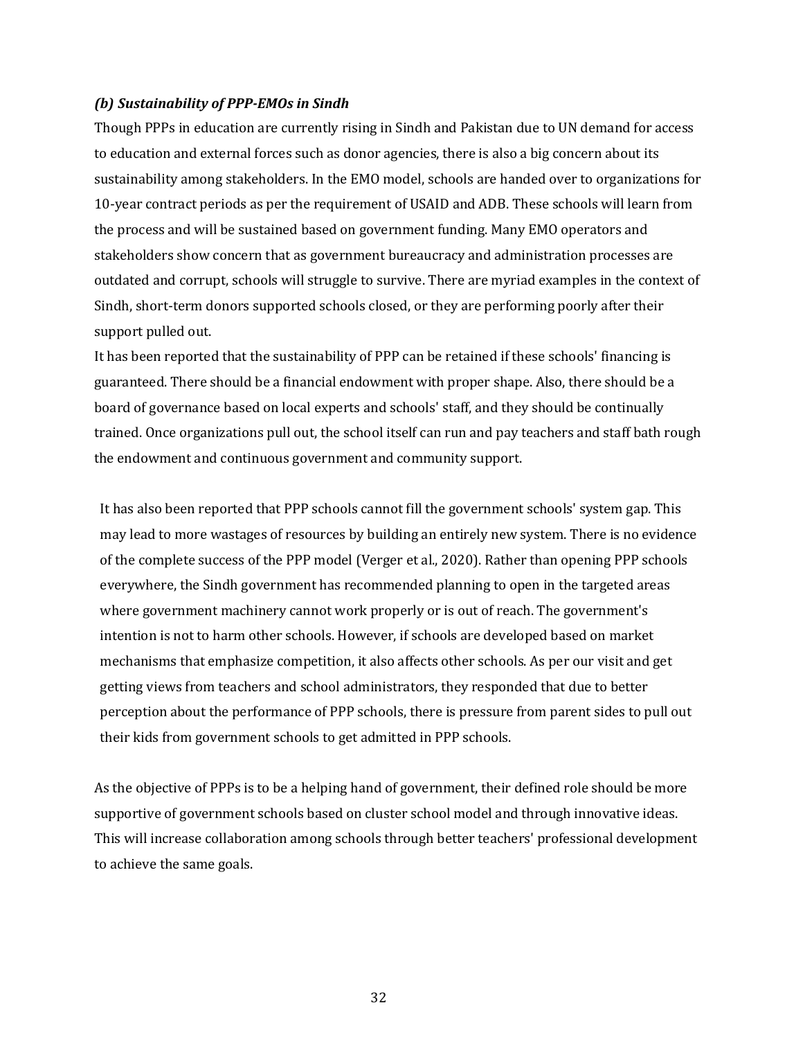***(b) Sustainability of PPP-EMOs in Sindh***

Though PPPs in education are currently rising in Sindh and Pakistan due to UN demand for access to education and external forces such as donor agencies, there is also a big concern about its sustainability among stakeholders. In the EMO model, schools are handed over to organizations for 10-year contract periods as per the requirement of USAID and ADB. These schools will learn from the process and will be sustained based on government funding. Many EMO operators and stakeholders show concern that as government bureaucracy and administration processes are outdated and corrupt, schools will struggle to survive. There are myriad examples in the context of Sindh, short-term donors supported schools closed, or they are performing poorly after their support pulled out.

It has been reported that the sustainability of PPP can be retained if these schools' financing is guaranteed. There should be a financial endowment with proper shape. Also, there should be a board of governance based on local experts and schools' staff, and they should be continually trained. Once organizations pull out, the school itself can run and pay teachers and staff bath rough the endowment and continuous government and community support.

It has also been reported that PPP schools cannot fill the government schools' system gap. This may lead to more wastages of resources by building an entirely new system. There is no evidence of the complete success of the PPP model (Verger et al., 2020). Rather than opening PPP schools everywhere, the Sindh government has recommended planning to open in the targeted areas where government machinery cannot work properly or is out of reach. The government's intention is not to harm other schools. However, if schools are developed based on market mechanisms that emphasize competition, it also affects other schools. As per our visit and get getting views from teachers and school administrators, they responded that due to better perception about the performance of PPP schools, there is pressure from parent sides to pull out their kids from government schools to get admitted in PPP schools.

As the objective of PPPs is to be a helping hand of government, their defined role should be more supportive of government schools based on cluster school model and through innovative ideas. This will increase collaboration among schools through better teachers' professional development to achieve the same goals.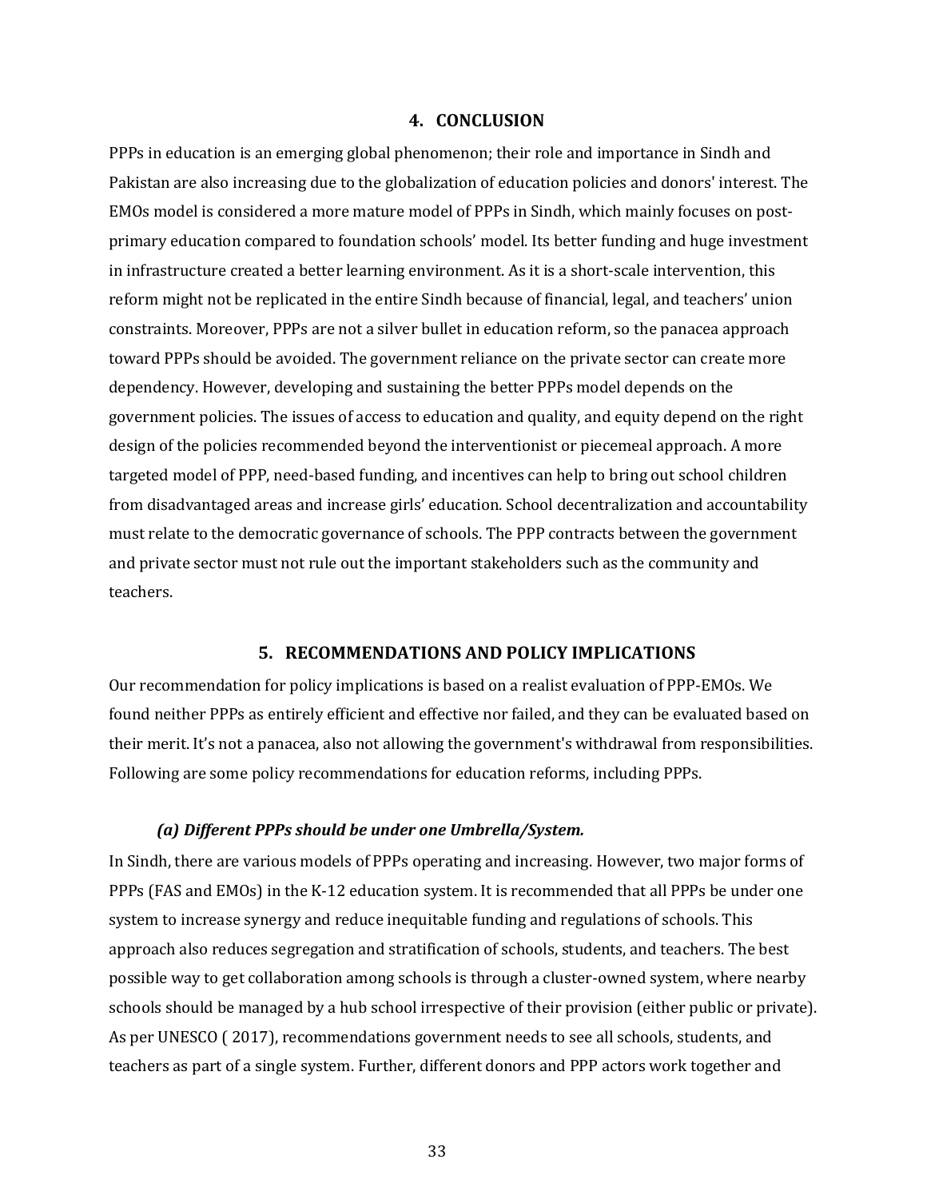## 4. CONCLUSION

PPPs in education is an emerging global phenomenon; their role and importance in Sindh and Pakistan are also increasing due to the globalization of education policies and donors' interest. The EMOs model is considered a more mature model of PPPs in Sindh, which mainly focuses on post-primary education compared to foundation schools' model. Its better funding and huge investment in infrastructure created a better learning environment. As it is a short-scale intervention, this reform might not be replicated in the entire Sindh because of financial, legal, and teachers' union constraints. Moreover, PPPs are not a silver bullet in education reform, so the panacea approach toward PPPs should be avoided. The government reliance on the private sector can create more dependency. However, developing and sustaining the better PPPs model depends on the government policies. The issues of access to education and quality, and equity depend on the right design of the policies recommended beyond the interventionist or piecemeal approach. A more targeted model of PPP, need-based funding, and incentives can help to bring out school children from disadvantaged areas and increase girls' education. School decentralization and accountability must relate to the democratic governance of schools. The PPP contracts between the government and private sector must not rule out the important stakeholders such as the community and teachers.

## 5. RECOMMENDATIONS AND POLICY IMPLICATIONS

Our recommendation for policy implications is based on a realist evaluation of PPP-EMOs. We found neither PPPs as entirely efficient and effective nor failed, and they can be evaluated based on their merit. It's not a panacea, also not allowing the government's withdrawal from responsibilities. Following are some policy recommendations for education reforms, including PPPs.

### *(a) Different PPPs should be under one Umbrella/System.*

In Sindh, there are various models of PPPs operating and increasing. However, two major forms of PPPs (FAS and EMOs) in the K-12 education system. It is recommended that all PPPs be under one system to increase synergy and reduce inequitable funding and regulations of schools. This approach also reduces segregation and stratification of schools, students, and teachers. The best possible way to get collaboration among schools is through a cluster-owned system, where nearby schools should be managed by a hub school irrespective of their provision (either public or private). As per UNESCO ( 2017), recommendations government needs to see all schools, students, and teachers as part of a single system. Further, different donors and PPP actors work together and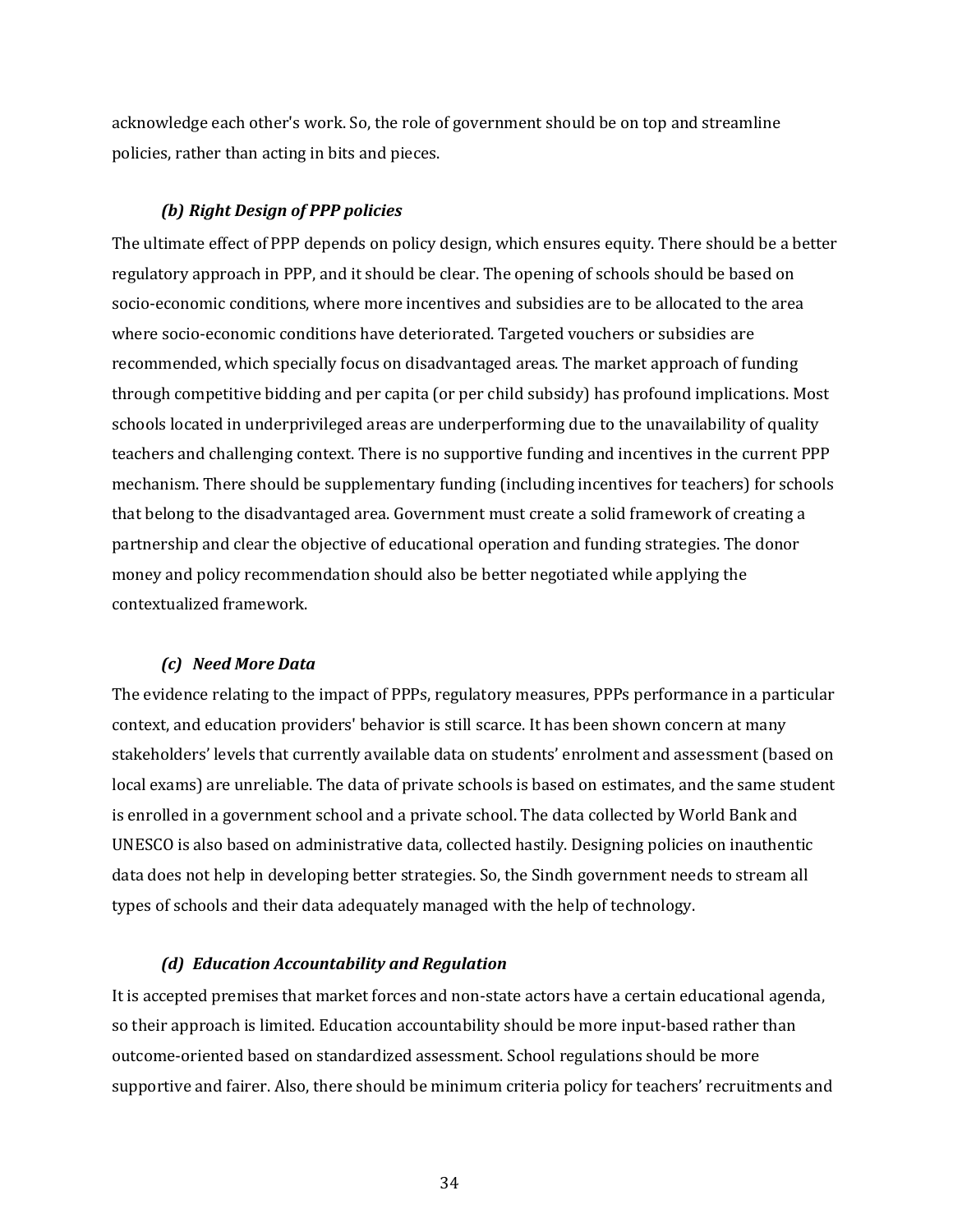acknowledge each other's work. So, the role of government should be on top and streamline policies, rather than acting in bits and pieces.

### *(b) Right Design of PPP policies*

The ultimate effect of PPP depends on policy design, which ensures equity. There should be a better regulatory approach in PPP, and it should be clear. The opening of schools should be based on socio-economic conditions, where more incentives and subsidies are to be allocated to the area where socio-economic conditions have deteriorated. Targeted vouchers or subsidies are recommended, which specially focus on disadvantaged areas. The market approach of funding through competitive bidding and per capita (or per child subsidy) has profound implications. Most schools located in underprivileged areas are underperforming due to the unavailability of quality teachers and challenging context. There is no supportive funding and incentives in the current PPP mechanism. There should be supplementary funding (including incentives for teachers) for schools that belong to the disadvantaged area. Government must create a solid framework of creating a partnership and clear the objective of educational operation and funding strategies. The donor money and policy recommendation should also be better negotiated while applying the contextualized framework.

### *(c) Need More Data*

The evidence relating to the impact of PPPs, regulatory measures, PPPs performance in a particular context, and education providers' behavior is still scarce. It has been shown concern at many stakeholders' levels that currently available data on students' enrolment and assessment (based on local exams) are unreliable. The data of private schools is based on estimates, and the same student is enrolled in a government school and a private school. The data collected by World Bank and UNESCO is also based on administrative data, collected hastily. Designing policies on inauthentic data does not help in developing better strategies. So, the Sindh government needs to stream all types of schools and their data adequately managed with the help of technology.

### *(d) Education Accountability and Regulation*

It is accepted premises that market forces and non-state actors have a certain educational agenda, so their approach is limited. Education accountability should be more input-based rather than outcome-oriented based on standardized assessment. School regulations should be more supportive and fairer. Also, there should be minimum criteria policy for teachers' recruitments and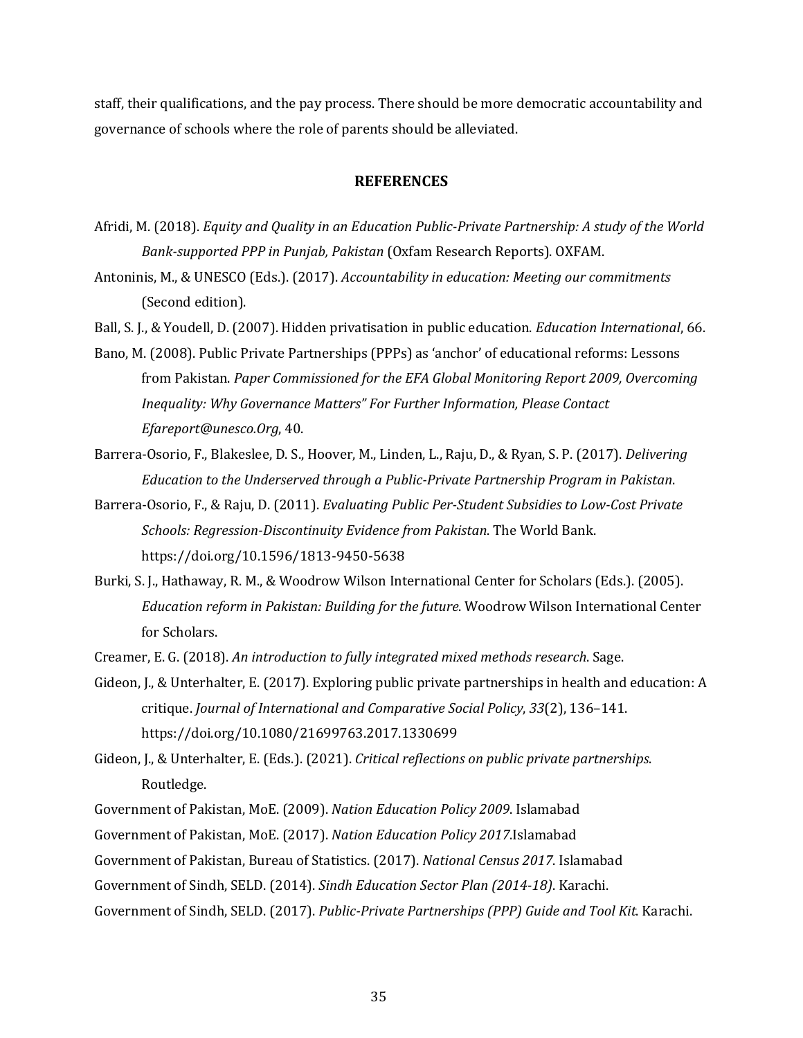staff, their qualifications, and the pay process. There should be more democratic accountability and governance of schools where the role of parents should be alleviated.

## REFERENCES

Afridi, M. (2018). *Equity and Quality in an Education Public-Private Partnership: A study of the World Bank-supported PPP in Punjab, Pakistan* (Oxfam Research Reports). OXFAM.

Antoninis, M., & UNESCO (Eds.). (2017). *Accountability in education: Meeting our commitments* (Second edition).

Ball, S. J., & Youdell, D. (2007). Hidden privatisation in public education. *Education International*, 66.

Bano, M. (2008). Public Private Partnerships (PPPs) as 'anchor' of educational reforms: Lessons from Pakistan. *Paper Commissioned for the EFA Global Monitoring Report 2009, Overcoming Inequality: Why Governance Matters" For Further Information, Please Contact Efareport@unesco.Org*, 40.

Barrera-Osorio, F., Blakeslee, D. S., Hoover, M., Linden, L., Raju, D., & Ryan, S. P. (2017). *Delivering Education to the Underserved through a Public-Private Partnership Program in Pakistan*.

Barrera-Osorio, F., & Raju, D. (2011). *Evaluating Public Per-Student Subsidies to Low-Cost Private Schools: Regression-Discontinuity Evidence from Pakistan*. The World Bank. https://doi.org/10.1596/1813-9450-5638

Burki, S. J., Hathaway, R. M., & Woodrow Wilson International Center for Scholars (Eds.). (2005). *Education reform in Pakistan: Building for the future*. Woodrow Wilson International Center for Scholars.

Creamer, E. G. (2018). *An introduction to fully integrated mixed methods research*. Sage.

Gideon, J., & Unterhalter, E. (2017). Exploring public private partnerships in health and education: A critique. *Journal of International and Comparative Social Policy*, *33*(2), 136–141. https://doi.org/10.1080/21699763.2017.1330699

Gideon, J., & Unterhalter, E. (Eds.). (2021). *Critical reflections on public private partnerships*. Routledge.

Government of Pakistan, MoE. (2009). *Nation Education Policy 2009*. Islamabad

Government of Pakistan, MoE. (2017). *Nation Education Policy 2017*.Islamabad

Government of Pakistan, Bureau of Statistics. (2017). *National Census 2017*. Islamabad

Government of Sindh, SELD. (2014). *Sindh Education Sector Plan (2014-18)*. Karachi.

Government of Sindh, SELD. (2017). *Public-Private Partnerships (PPP) Guide and Tool Kit*. Karachi.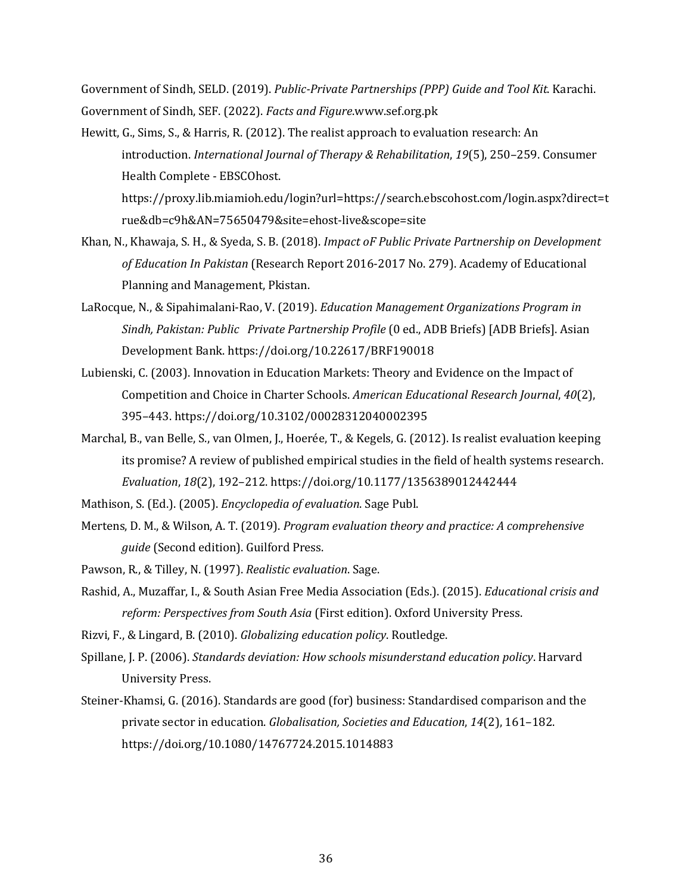Government of Sindh, SELD. (2019). *Public-Private Partnerships (PPP) Guide and Tool Kit*. Karachi.

Government of Sindh, SEF. (2022). *Facts and Figure*.www.sef.org.pk

Hewitt, G., Sims, S., & Harris, R. (2012). The realist approach to evaluation research: An introduction. *International Journal of Therapy & Rehabilitation*, *19*(5), 250–259. Consumer Health Complete - EBSCOhost. https://proxy.lib.miamioh.edu/login?url=https://search.ebscohost.com/login.aspx?direct=true&db=c9h&AN=75650479&site=ehost-live&scope=site

Khan, N., Khawaja, S. H., & Syeda, S. B. (2018). *Impact oF Public Private Partnership on Development of Education In Pakistan* (Research Report 2016-2017 No. 279). Academy of Educational Planning and Management, Pkistan.

LaRocque, N., & Sipahimalani-Rao, V. (2019). *Education Management Organizations Program in Sindh, Pakistan: Public Private Partnership Profile* (0 ed., ADB Briefs) [ADB Briefs]. Asian Development Bank. https://doi.org/10.22617/BRF190018

Lubienski, C. (2003). Innovation in Education Markets: Theory and Evidence on the Impact of Competition and Choice in Charter Schools. *American Educational Research Journal*, *40*(2), 395–443. https://doi.org/10.3102/00028312040002395

Marchal, B., van Belle, S., van Olmen, J., Hoerée, T., & Kegels, G. (2012). Is realist evaluation keeping its promise? A review of published empirical studies in the field of health systems research. *Evaluation*, *18*(2), 192–212. https://doi.org/10.1177/1356389012442444

Mathison, S. (Ed.). (2005). *Encyclopedia of evaluation*. Sage Publ.

Mertens, D. M., & Wilson, A. T. (2019). *Program evaluation theory and practice: A comprehensive guide* (Second edition). Guilford Press.

Pawson, R., & Tilley, N. (1997). *Realistic evaluation*. Sage.

Rashid, A., Muzaffar, I., & South Asian Free Media Association (Eds.). (2015). *Educational crisis and reform: Perspectives from South Asia* (First edition). Oxford University Press.

Rizvi, F., & Lingard, B. (2010). *Globalizing education policy*. Routledge.

Spillane, J. P. (2006). *Standards deviation: How schools misunderstand education policy*. Harvard University Press.

Steiner-Khamsi, G. (2016). Standards are good (for) business: Standardised comparison and the private sector in education. *Globalisation, Societies and Education*, *14*(2), 161–182. https://doi.org/10.1080/14767724.2015.1014883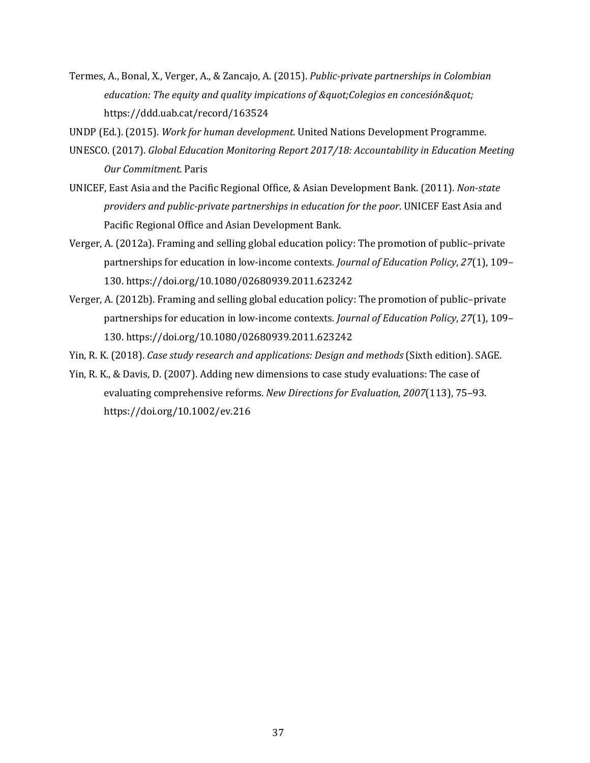Termes, A., Bonal, X., Verger, A., & Zancajo, A. (2015). *Public-private partnerships in Colombian education: The equity and quality impications of &quot;Colegios en concesión&quot;* https://ddd.uab.cat/record/163524

UNDP (Ed.). (2015). *Work for human development*. United Nations Development Programme.

UNESCO. (2017). *Global Education Monitoring Report 2017/18: Accountability in Education Meeting Our Commitment*. Paris

UNICEF, East Asia and the Pacific Regional Office, & Asian Development Bank. (2011). *Non-state providers and public-private partnerships in education for the poor*. UNICEF East Asia and Pacific Regional Office and Asian Development Bank.

Verger, A. (2012a). Framing and selling global education policy: The promotion of public–private partnerships for education in low-income contexts. *Journal of Education Policy*, *27*(1), 109–130. https://doi.org/10.1080/02680939.2011.623242

Verger, A. (2012b). Framing and selling global education policy: The promotion of public–private partnerships for education in low-income contexts. *Journal of Education Policy*, *27*(1), 109–130. https://doi.org/10.1080/02680939.2011.623242

Yin, R. K. (2018). *Case study research and applications: Design and methods* (Sixth edition). SAGE.

Yin, R. K., & Davis, D. (2007). Adding new dimensions to case study evaluations: The case of evaluating comprehensive reforms. *New Directions for Evaluation*, *2007*(113), 75–93. https://doi.org/10.1002/ev.216